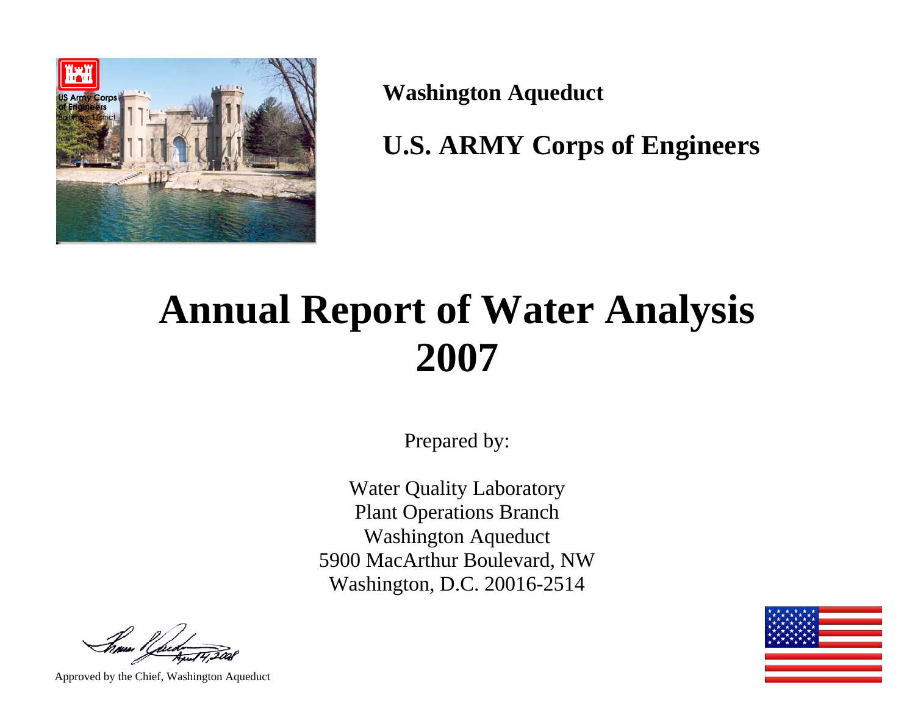**Washington Aqueduct**

**U.S. ARMY Corps of Engineers**

# Annual Report of Water Analysis 2007

Prepared by:

Water Quality Laboratory
Plant Operations Branch
Washington Aqueduct
5900 MacArthur Boulevard, NW
Washington, D.C. 20016-2514

Approved by the Chief, Washington Aqueduct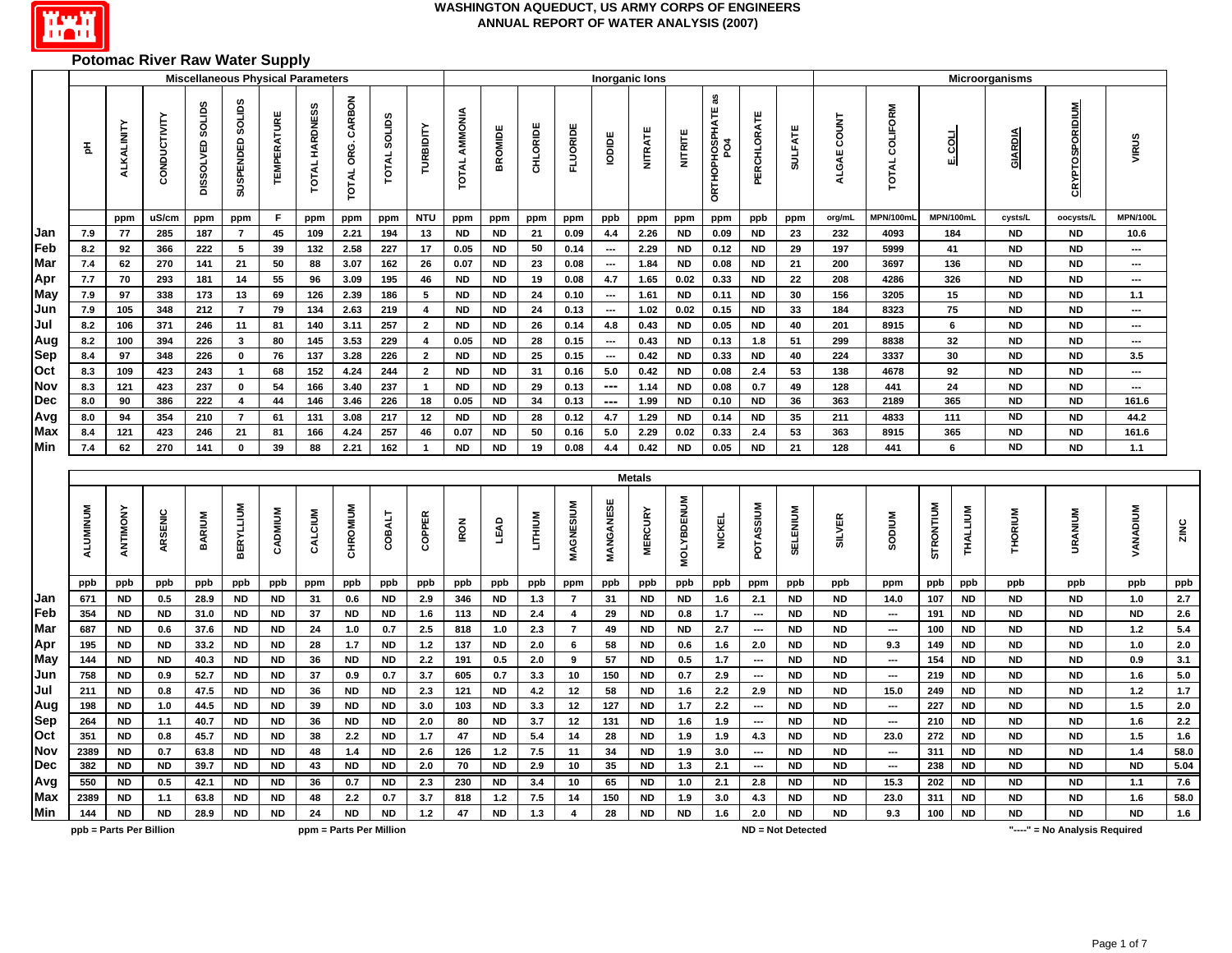# WASHINGTON AQUEDUCT, US ARMY CORPS OF ENGINEERS
## ANNUAL REPORT OF WATER ANALYSIS (2007)

### Potomac River Raw Water Supply

| | Miscellaneous Physical Parameters | | | | | | | | | | Inorganic Ions | | | | | | | | | | Microorganisms | | | | | |
|---|---|---|---|---|---|---|---|---|---|---|---|---|---|---|---|---|---|---|---|---|---|---|---|---|---|---|
| | pH | ALKALINITY | CONDUCTIVITY | DISSOLVED SOLIDS | SUSPENDED SOLIDS | TEMPERATURE | TOTAL HARDNESS | TOTAL ORG. CARBON | TOTAL SOLIDS | TURBIDITY | TOTAL AMMONIA | BROMIDE | CHLORIDE | FLUORIDE | IODIDE | NITRATE | NITRITE | ORTHOPHOSPHATE as PO4 | PERCHLORATE | SULFATE | ALGAE COUNT | TOTAL COLIFORM | E. COLI | GIARDIA | CRYPTOSPORIDIUM | VIRUS |
| | | ppm | uS/cm | ppm | ppm | F | ppm | ppm | ppm | NTU | ppm | ppm | ppm | ppm | ppb | ppm | ppm | ppm | ppb | ppm | org/mL | MPN/100mL | MPN/100mL | cysts/L | oocysts/L | MPN/100L |
| Jan | 7.9 | 77 | 285 | 187 | 7 | 45 | 109 | 2.21 | 194 | 13 | ND | ND | 21 | 0.09 | 4.4 | 2.26 | ND | 0.09 | ND | 23 | 232 | 4093 | 184 | ND | ND | 10.6 |
| Feb | 8.2 | 92 | 366 | 222 | 5 | 39 | 132 | 2.58 | 227 | 17 | 0.05 | ND | 50 | 0.14 | --- | 2.29 | ND | 0.12 | ND | 29 | 197 | 5999 | 41 | ND | ND | --- |
| Mar | 7.4 | 62 | 270 | 141 | 21 | 50 | 88 | 3.07 | 162 | 26 | 0.07 | ND | 23 | 0.08 | --- | 1.84 | ND | 0.08 | ND | 21 | 200 | 3697 | 136 | ND | ND | --- |
| Apr | 7.7 | 70 | 293 | 181 | 14 | 55 | 96 | 3.09 | 195 | 46 | ND | ND | 19 | 0.08 | 4.7 | 1.65 | 0.02 | 0.33 | ND | 22 | 208 | 4286 | 326 | ND | ND | --- |
| May | 7.9 | 97 | 338 | 173 | 13 | 69 | 126 | 2.39 | 186 | 5 | ND | ND | 24 | 0.10 | --- | 1.61 | ND | 0.11 | ND | 30 | 156 | 3205 | 15 | ND | ND | 1.1 |
| Jun | 7.9 | 105 | 348 | 212 | 7 | 79 | 134 | 2.63 | 219 | 4 | ND | ND | 24 | 0.13 | --- | 1.02 | 0.02 | 0.15 | ND | 33 | 184 | 8323 | 75 | ND | ND | --- |
| Jul | 8.2 | 106 | 371 | 246 | 11 | 81 | 140 | 3.11 | 257 | 2 | ND | ND | 26 | 0.14 | 4.8 | 0.43 | ND | 0.05 | ND | 40 | 201 | 8915 | 6 | ND | ND | --- |
| Aug | 8.2 | 100 | 394 | 226 | 3 | 80 | 145 | 3.53 | 229 | 4 | 0.05 | ND | 28 | 0.15 | --- | 0.43 | ND | 0.13 | 1.8 | 51 | 299 | 8838 | 32 | ND | ND | --- |
| Sep | 8.4 | 97 | 348 | 226 | 0 | 76 | 137 | 3.28 | 226 | 2 | ND | ND | 25 | 0.15 | --- | 0.42 | ND | 0.33 | ND | 40 | 224 | 3337 | 30 | ND | ND | 3.5 |
| Oct | 8.3 | 109 | 423 | 243 | 1 | 68 | 152 | 4.24 | 244 | 2 | ND | ND | 31 | 0.16 | 5.0 | 0.42 | ND | 0.08 | 2.4 | 53 | 138 | 4678 | 92 | ND | ND | --- |
| Nov | 8.3 | 121 | 423 | 237 | 0 | 54 | 166 | 3.40 | 237 | 1 | ND | ND | 29 | 0.13 | --- | 1.14 | ND | 0.08 | 0.7 | 49 | 128 | 441 | 24 | ND | ND | --- |
| Dec | 8.0 | 90 | 386 | 222 | 4 | 44 | 146 | 3.46 | 226 | 18 | 0.05 | ND | 34 | 0.13 | --- | 1.99 | ND | 0.10 | ND | 36 | 363 | 2189 | 365 | ND | ND | 161.6 |
| Avg | 8.0 | 94 | 354 | 210 | 7 | 61 | 131 | 3.08 | 217 | 12 | ND | ND | 28 | 0.12 | 4.7 | 1.29 | ND | 0.14 | ND | 35 | 211 | 4833 | 111 | ND | ND | 44.2 |
| Max | 8.4 | 121 | 423 | 246 | 21 | 81 | 166 | 4.24 | 257 | 46 | 0.07 | ND | 50 | 0.16 | 5.0 | 2.29 | 0.02 | 0.33 | 2.4 | 53 | 363 | 8915 | 365 | ND | ND | 161.6 |
| Min | 7.4 | 62 | 270 | 141 | 0 | 39 | 88 | 2.21 | 162 | 1 | ND | ND | 19 | 0.08 | 4.4 | 0.42 | ND | 0.05 | ND | 21 | 128 | 441 | 6 | ND | ND | 1.1 |

| | Metals | | | | | | | | | | | | | | | | | | | | | | | | | | |
|---|---|---|---|---|---|---|---|---|---|---|---|---|---|---|---|---|---|---|---|---|---|---|---|---|---|---|---|
| | ALUMINUM | ANTIMONY | ARSENIC | BARIUM | BERYLLIUM | CADMIUM | CALCIUM | CHROMIUM | COBALT | COPPER | IRON | LEAD | LITHIUM | MAGNESIUM | MANGANESE | MERCURY | MOLYBDENUM | NICKEL | POTASSIUM | SELENIUM | SILVER | SODIUM | STRONTIUM | THALLIUM | THORIUM | URANIUM | VANADIUM | ZINC |
| | ppb | ppb | ppb | ppb | ppb | ppb | ppm | ppb | ppb | ppb | ppb | ppb | ppb | ppm | ppb | ppb | ppb | ppb | ppm | ppb | ppb | ppm | ppb | ppb | ppb | ppb | ppb | ppb |
| Jan | 671 | ND | 0.5 | 28.9 | ND | ND | 31 | 0.6 | ND | 2.9 | 346 | ND | 1.3 | 7 | 31 | ND | ND | 1.6 | 2.1 | ND | ND | 14.0 | 107 | ND | ND | ND | 1.0 | 2.7 |
| Feb | 354 | ND | ND | 31.0 | ND | ND | 37 | ND | ND | 1.6 | 113 | ND | 2.4 | 4 | 29 | ND | 0.8 | 1.7 | --- | ND | ND | --- | 191 | ND | ND | ND | ND | 2.6 |
| Mar | 687 | ND | 0.6 | 37.6 | ND | ND | 24 | 1.0 | 0.7 | 2.5 | 818 | 1.0 | 2.3 | 7 | 49 | ND | ND | 2.7 | --- | ND | ND | --- | 100 | ND | ND | ND | 1.2 | 5.4 |
| Apr | 195 | ND | ND | 33.2 | ND | ND | 28 | 1.7 | ND | 1.2 | 137 | ND | 2.0 | 6 | 58 | ND | 0.6 | 1.6 | 2.0 | ND | ND | 9.3 | 149 | ND | ND | ND | 1.0 | 2.0 |
| May | 144 | ND | ND | 40.3 | ND | ND | 36 | ND | ND | 2.2 | 191 | 0.5 | 2.0 | 9 | 57 | ND | 0.5 | 1.7 | --- | ND | ND | --- | 154 | ND | ND | ND | 0.9 | 3.1 |
| Jun | 758 | ND | 0.9 | 52.7 | ND | ND | 37 | 0.9 | 0.7 | 3.7 | 605 | 0.7 | 3.3 | 10 | 150 | ND | 0.7 | 2.9 | --- | ND | ND | --- | 219 | ND | ND | ND | 1.6 | 5.0 |
| Jul | 211 | ND | 0.8 | 47.5 | ND | ND | 36 | ND | ND | 2.3 | 121 | ND | 4.2 | 12 | 58 | ND | 1.6 | 2.2 | 2.9 | ND | ND | 15.0 | 249 | ND | ND | ND | 1.2 | 1.7 |
| Aug | 198 | ND | 1.0 | 44.5 | ND | ND | 39 | ND | ND | 3.0 | 103 | ND | 3.3 | 12 | 127 | ND | 1.7 | 2.2 | --- | ND | ND | --- | 227 | ND | ND | ND | 1.5 | 2.0 |
| Sep | 264 | ND | 1.1 | 40.7 | ND | ND | 36 | ND | ND | 2.0 | 80 | ND | 3.7 | 12 | 131 | ND | 1.6 | 1.9 | --- | ND | ND | --- | 210 | ND | ND | ND | 1.6 | 2.2 |
| Oct | 351 | ND | 0.8 | 45.7 | ND | ND | 38 | 2.2 | ND | 1.7 | 47 | ND | 5.4 | 14 | 28 | ND | 1.9 | 1.9 | 4.3 | ND | ND | 23.0 | 272 | ND | ND | ND | 1.5 | 1.6 |
| Nov | 2389 | ND | 0.7 | 63.8 | ND | ND | 48 | 1.4 | ND | 2.6 | 126 | 1.2 | 7.5 | 11 | 34 | ND | 1.9 | 3.0 | --- | ND | ND | --- | 311 | ND | ND | ND | 1.4 | 58.0 |
| Dec | 382 | ND | ND | 39.7 | ND | ND | 43 | ND | ND | 2.0 | 70 | ND | 2.9 | 10 | 35 | ND | 1.3 | 2.1 | --- | ND | ND | --- | 238 | ND | ND | ND | ND | 5.04 |
| Avg | 550 | ND | 0.5 | 42.1 | ND | ND | 36 | 0.7 | ND | 2.3 | 230 | ND | 3.4 | 10 | 65 | ND | 1.0 | 2.1 | 2.8 | ND | ND | 15.3 | 202 | ND | ND | ND | 1.1 | 7.6 |
| Max | 2389 | ND | 1.1 | 63.8 | ND | ND | 48 | 2.2 | 0.7 | 3.7 | 818 | 1.2 | 7.5 | 14 | 150 | ND | 1.9 | 3.0 | 4.3 | ND | ND | 23.0 | 311 | ND | ND | ND | 1.6 | 58.0 |
| Min | 144 | ND | ND | 28.9 | ND | ND | 24 | ND | ND | 1.2 | 47 | ND | 1.3 | 4 | 28 | ND | ND | 1.6 | 2.0 | ND | ND | 9.3 | 100 | ND | ND | ND | ND | 1.6 |

ppb = Parts Per Billion    ppm = Parts Per Million    ND = Not Detected    "----" = No Analysis Required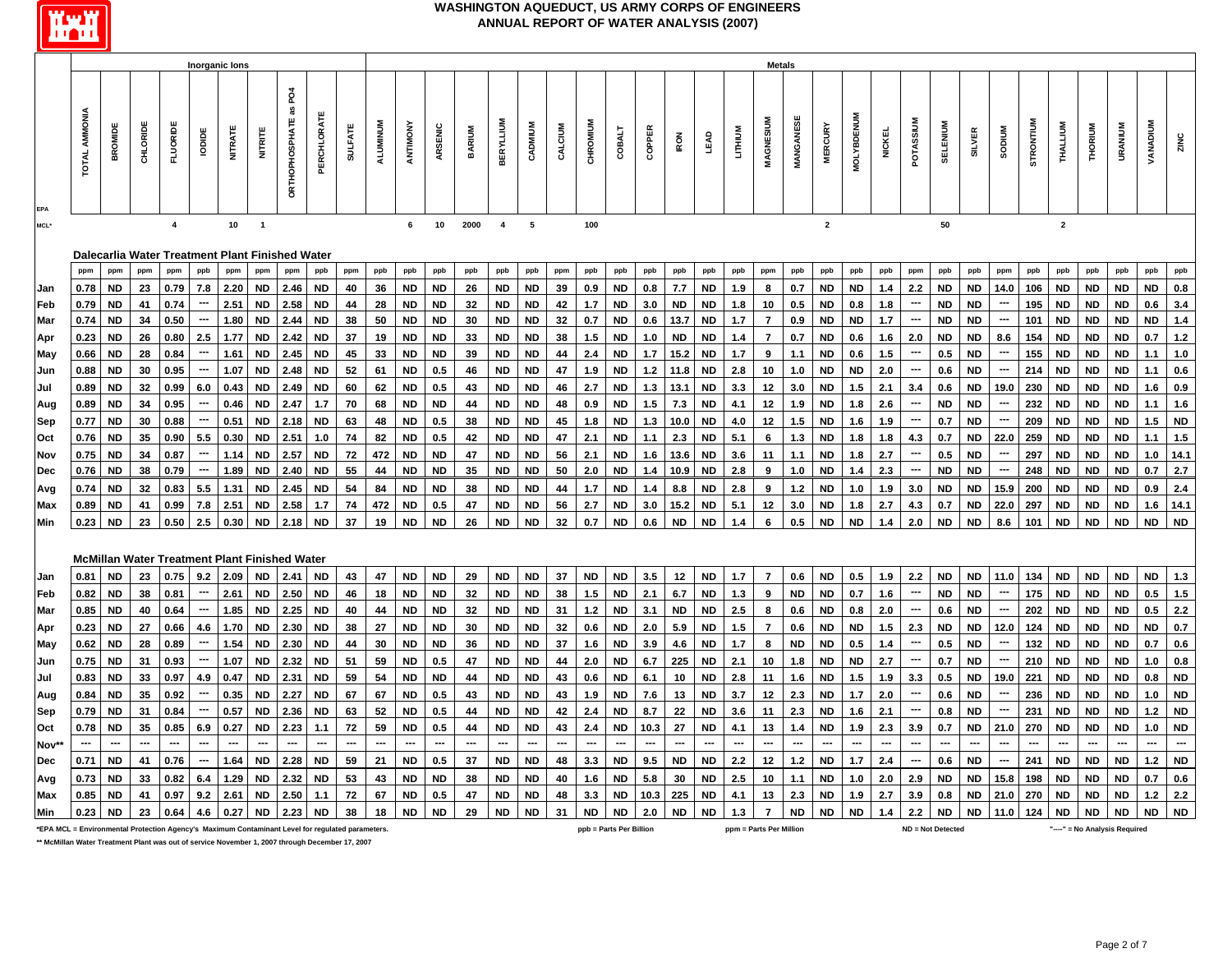# WASHINGTON AQUEDUCT, US ARMY CORPS OF ENGINEERS
## ANNUAL REPORT OF WATER ANALYSIS (2007)

| | Inorganic Ions | | | | | | | | | | Metals | | | | | | | | | | | | | | | | | | | | | | | | | | | | | |
|---|---|---|---|---|---|---|---|---|---|---|---|---|---|---|---|---|---|---|---|---|---|---|---|---|---|---|---|---|---|---|---|---|---|---|---|---|---|---|---|---|
| EPA | TOTAL AMMONIA | BROMIDE | CHLORIDE | FLUORIDE | IODIDE | NITRATE | NITRITE | ORTHOPHOSPHATE as PO4 | PERCHLORATE | SULFATE | ALUMINUM | ANTIMONY | ARSENIC | BARIUM | BERYLLIUM | CADMIUM | CALCIUM | CHROMIUM | COBALT | COPPER | IRON | LEAD | LITHIUM | MAGNESIUM | MANGANESE | MERCURY | MOLYBDENUM | NICKEL | POTASSIUM | SELENIUM | SILVER | SODIUM | STRONTIUM | THALLIUM | THORIUM | URANIUM | VANADIUM | ZINC |
| MCL* | | | | 4 | | 10 | 1 | | | | | 6 | 10 | 2000 | 4 | 5 | | 100 | | | | | | | | 2 | | | | 50 | | | | 2 | | | | |
| **Dalecarlia Water Treatment Plant Finished Water** | | | | | | | | | | | | | | | | | | | | | | | | | | | | | | | | | | | | | | |
| | ppm | ppm | ppm | ppm | ppb | ppm | ppm | ppm | ppb | ppm | ppb | ppb | ppb | ppb | ppb | ppb | ppm | ppb | ppb | ppb | ppb | ppb | ppb | ppm | ppb | ppb | ppb | ppb | ppm | ppb | ppb | ppm | ppb | ppb | ppb | ppb | ppb | ppb |
| Jan | 0.78 | ND | 23 | 0.79 | 7.8 | 2.20 | ND | 2.46 | ND | 40 | 36 | ND | ND | 26 | ND | ND | 39 | 0.9 | ND | 0.8 | 7.7 | ND | 1.9 | 8 | 0.7 | ND | ND | 1.4 | 2.2 | ND | ND | 14.0 | 106 | ND | ND | ND | ND | 0.8 |
| Feb | 0.79 | ND | 41 | 0.74 | --- | 2.51 | ND | 2.58 | ND | 44 | 28 | ND | ND | 32 | ND | ND | 42 | 1.7 | ND | 3.0 | ND | ND | 1.8 | 10 | 0.5 | ND | 0.8 | 1.8 | --- | ND | ND | --- | 195 | ND | ND | ND | 0.6 | 3.4 |
| Mar | 0.74 | ND | 34 | 0.50 | --- | 1.80 | ND | 2.44 | ND | 38 | 50 | ND | ND | 30 | ND | ND | 32 | 0.7 | ND | 0.6 | 13.7 | ND | 1.7 | 7 | 0.9 | ND | ND | 1.7 | --- | ND | ND | --- | 101 | ND | ND | ND | ND | 1.4 |
| Apr | 0.23 | ND | 26 | 0.80 | 2.5 | 1.77 | ND | 2.42 | ND | 37 | 19 | ND | ND | 33 | ND | ND | 38 | 1.5 | ND | 1.0 | ND | ND | 1.4 | 7 | 0.7 | ND | 0.6 | 1.6 | 2.0 | ND | ND | 8.6 | 154 | ND | ND | ND | 0.7 | 1.2 |
| May | 0.66 | ND | 28 | 0.84 | --- | 1.61 | ND | 2.45 | ND | 45 | 33 | ND | ND | 39 | ND | ND | 44 | 2.4 | ND | 1.7 | 15.2 | ND | 1.7 | 9 | 1.1 | ND | 0.6 | 1.5 | --- | 0.5 | ND | --- | 155 | ND | ND | ND | 1.1 | 1.0 |
| Jun | 0.88 | ND | 30 | 0.95 | --- | 1.07 | ND | 2.48 | ND | 52 | 61 | ND | 0.5 | 46 | ND | ND | 47 | 1.9 | ND | 1.2 | 11.8 | ND | 2.8 | 10 | 1.0 | ND | ND | 2.0 | --- | 0.6 | ND | --- | 214 | ND | ND | ND | 1.1 | 0.6 |
| Jul | 0.89 | ND | 32 | 0.99 | 6.0 | 0.43 | ND | 2.49 | ND | 60 | 62 | ND | 0.5 | 43 | ND | ND | 46 | 2.7 | ND | 1.3 | 13.1 | ND | 3.3 | 12 | 3.0 | ND | 1.5 | 2.1 | 3.4 | 0.6 | ND | 19.0 | 230 | ND | ND | ND | 1.6 | 0.9 |
| Aug | 0.89 | ND | 34 | 0.95 | --- | 0.46 | ND | 2.47 | 1.7 | 70 | 68 | ND | ND | 44 | ND | ND | 48 | 0.9 | ND | 1.5 | 7.3 | ND | 4.1 | 12 | 1.9 | ND | 1.8 | 2.6 | --- | ND | ND | --- | 232 | ND | ND | ND | 1.1 | 1.6 |
| Sep | 0.77 | ND | 30 | 0.88 | --- | 0.51 | ND | 2.18 | ND | 63 | 48 | ND | 0.5 | 38 | ND | ND | 45 | 1.8 | ND | 1.3 | 10.0 | ND | 4.0 | 12 | 1.5 | ND | 1.6 | 1.9 | --- | 0.7 | ND | --- | 209 | ND | ND | ND | 1.5 | ND |
| Oct | 0.76 | ND | 35 | 0.90 | 5.5 | 0.30 | ND | 2.51 | 1.0 | 74 | 82 | ND | 0.5 | 42 | ND | ND | 47 | 2.1 | ND | 1.1 | 2.3 | ND | 5.1 | 6 | 1.3 | ND | 1.8 | 1.8 | 4.3 | 0.7 | ND | 22.0 | 259 | ND | ND | ND | 1.1 | 1.5 |
| Nov | 0.75 | ND | 34 | 0.87 | --- | 1.14 | ND | 2.57 | ND | 72 | 472 | ND | ND | 47 | ND | ND | 56 | 2.1 | ND | 1.6 | 13.6 | ND | 3.6 | 11 | 1.1 | ND | 1.8 | 2.7 | --- | 0.5 | ND | --- | 297 | ND | ND | ND | 1.0 | 14.1 |
| Dec | 0.76 | ND | 38 | 0.79 | --- | 1.89 | ND | 2.40 | ND | 55 | 44 | ND | ND | 35 | ND | ND | 50 | 2.0 | ND | 1.4 | 10.9 | ND | 2.8 | 9 | 1.0 | ND | 1.4 | 2.3 | --- | ND | ND | --- | 248 | ND | ND | ND | 0.7 | 2.7 |
| Avg | 0.74 | ND | 32 | 0.83 | 5.5 | 1.31 | ND | 2.45 | ND | 54 | 84 | ND | ND | 38 | ND | ND | 44 | 1.7 | ND | 1.4 | 8.8 | ND | 2.8 | 9 | 1.2 | ND | 1.0 | 1.9 | 3.0 | ND | ND | 15.9 | 200 | ND | ND | ND | 0.9 | 2.4 |
| Max | 0.89 | ND | 41 | 0.99 | 7.8 | 2.51 | ND | 2.58 | 1.7 | 74 | 472 | ND | 0.5 | 47 | ND | ND | 56 | 2.7 | ND | 3.0 | 15.2 | ND | 5.1 | 12 | 3.0 | ND | 1.8 | 2.7 | 4.3 | 0.7 | ND | 22.0 | 297 | ND | ND | ND | 1.6 | 14.1 |
| Min | 0.23 | ND | 23 | 0.50 | 2.5 | 0.30 | ND | 2.18 | ND | 37 | 19 | ND | ND | 26 | ND | ND | 32 | 0.7 | ND | 0.6 | ND | ND | 1.4 | 6 | 0.5 | ND | ND | 1.4 | 2.0 | ND | ND | 8.6 | 101 | ND | ND | ND | ND | ND |
| **McMillan Water Treatment Plant Finished Water** | | | | | | | | | | | | | | | | | | | | | | | | | | | | | | | | | | | | | | |
| Jan | 0.81 | ND | 23 | 0.75 | 9.2 | 2.09 | ND | 2.41 | ND | 43 | 47 | ND | ND | 29 | ND | ND | 37 | ND | ND | 3.5 | 12 | ND | 1.7 | 7 | 0.6 | ND | 0.5 | 1.9 | 2.2 | ND | ND | 11.0 | 134 | ND | ND | ND | ND | 1.3 |
| Feb | 0.82 | ND | 38 | 0.81 | --- | 2.61 | ND | 2.50 | ND | 46 | 18 | ND | ND | 32 | ND | ND | 38 | 1.5 | ND | 2.1 | 6.7 | ND | 1.3 | 9 | ND | ND | 0.7 | 1.6 | --- | ND | ND | --- | 175 | ND | ND | ND | 0.5 | 1.5 |
| Mar | 0.85 | ND | 40 | 0.64 | --- | 1.85 | ND | 2.25 | ND | 40 | 44 | ND | ND | 32 | ND | ND | 31 | 1.2 | ND | 3.1 | ND | ND | 2.5 | 8 | 0.6 | ND | 0.8 | 2.0 | --- | 0.6 | ND | --- | 202 | ND | ND | ND | 0.5 | 2.2 |
| Apr | 0.23 | ND | 27 | 0.66 | 4.6 | 1.70 | ND | 2.30 | ND | 38 | 27 | ND | ND | 30 | ND | ND | 32 | 0.6 | ND | 2.0 | 5.9 | ND | 1.5 | 7 | 0.6 | ND | ND | 1.5 | 2.3 | ND | ND | 12.0 | 124 | ND | ND | ND | ND | 0.7 |
| May | 0.62 | ND | 28 | 0.89 | --- | 1.54 | ND | 2.30 | ND | 44 | 30 | ND | ND | 36 | ND | ND | 37 | 1.6 | ND | 3.9 | 4.6 | ND | 1.7 | 8 | ND | ND | 0.5 | 1.4 | --- | 0.5 | ND | --- | 132 | ND | ND | ND | 0.7 | 0.6 |
| Jun | 0.75 | ND | 31 | 0.93 | --- | 1.07 | ND | 2.32 | ND | 51 | 59 | ND | 0.5 | 47 | ND | ND | 44 | 2.0 | ND | 6.7 | 225 | ND | 2.1 | 10 | 1.8 | ND | ND | 2.7 | --- | 0.7 | ND | --- | 210 | ND | ND | ND | 1.0 | 0.8 |
| Jul | 0.83 | ND | 33 | 0.97 | 4.9 | 0.47 | ND | 2.31 | ND | 59 | 54 | ND | ND | 44 | ND | ND | 43 | 0.6 | ND | 6.1 | 10 | ND | 2.8 | 11 | 1.6 | ND | 1.5 | 1.9 | 3.3 | 0.5 | ND | 19.0 | 221 | ND | ND | ND | 0.8 | ND |
| Aug | 0.84 | ND | 35 | 0.92 | --- | 0.35 | ND | 2.27 | ND | 67 | 67 | ND | 0.5 | 43 | ND | ND | 43 | 1.9 | ND | 7.6 | 13 | ND | 3.7 | 12 | 2.3 | ND | 1.7 | 2.0 | --- | 0.6 | ND | --- | 236 | ND | ND | ND | 1.0 | ND |
| Sep | 0.79 | ND | 31 | 0.84 | --- | 0.57 | ND | 2.36 | ND | 63 | 52 | ND | 0.5 | 44 | ND | ND | 42 | 2.4 | ND | 8.7 | 22 | ND | 3.6 | 11 | 2.3 | ND | 1.6 | 2.1 | --- | 0.8 | ND | --- | 231 | ND | ND | ND | 1.2 | ND |
| Oct | 0.78 | ND | 35 | 0.85 | 6.9 | 0.27 | ND | 2.23 | 1.1 | 72 | 59 | ND | 0.5 | 44 | ND | ND | 43 | 2.4 | ND | 10.3 | 27 | ND | 4.1 | 13 | 1.4 | ND | 1.9 | 2.3 | 3.9 | 0.7 | ND | 21.0 | 270 | ND | ND | ND | 1.0 | ND |
| Nov** | --- | --- | --- | --- | --- | --- | --- | --- | --- | --- | --- | --- | --- | --- | --- | --- | --- | --- | --- | --- | --- | --- | --- | --- | --- | --- | --- | --- | --- | --- | --- | --- | --- | --- | --- | --- | --- | --- |
| Dec | 0.71 | ND | 41 | 0.76 | --- | 1.64 | ND | 2.28 | ND | 59 | 21 | ND | 0.5 | 37 | ND | ND | 48 | 3.3 | ND | 9.5 | ND | ND | 2.2 | 12 | 1.2 | ND | 1.7 | 2.4 | --- | 0.6 | ND | --- | 241 | ND | ND | ND | 1.2 | ND |
| Avg | 0.73 | ND | 33 | 0.82 | 6.4 | 1.29 | ND | 2.32 | ND | 53 | 43 | ND | ND | 38 | ND | ND | 40 | 1.6 | ND | 5.8 | 30 | ND | 2.5 | 10 | 1.1 | ND | 1.0 | 2.0 | 2.9 | ND | ND | 15.8 | 198 | ND | ND | ND | 0.7 | 0.6 |
| Max | 0.85 | ND | 41 | 0.97 | 9.2 | 2.61 | ND | 2.50 | 1.1 | 72 | 67 | ND | 0.5 | 47 | ND | ND | 48 | 3.3 | ND | 10.3 | 225 | ND | 4.1 | 13 | 2.3 | ND | 1.9 | 2.7 | 3.9 | 0.8 | ND | 21.0 | 270 | ND | ND | ND | 1.2 | 2.2 |
| Min | 0.23 | ND | 23 | 0.64 | 4.6 | 0.27 | ND | 2.23 | ND | 38 | 18 | ND | ND | 29 | ND | ND | 31 | ND | ND | 2.0 | ND | ND | 1.3 | 7 | ND | ND | ND | 1.4 | 2.2 | ND | ND | 11.0 | 124 | ND | ND | ND | ND | ND |

*EPA MCL = Environmental Protection Agency's Maximum Contaminant Level for regulated parameters. ppb = Parts Per Billion ppm = Parts Per Million ND = Not Detected "---" = No Analysis Required

** McMillan Water Treatment Plant was out of service November 1, 2007 through December 17, 2007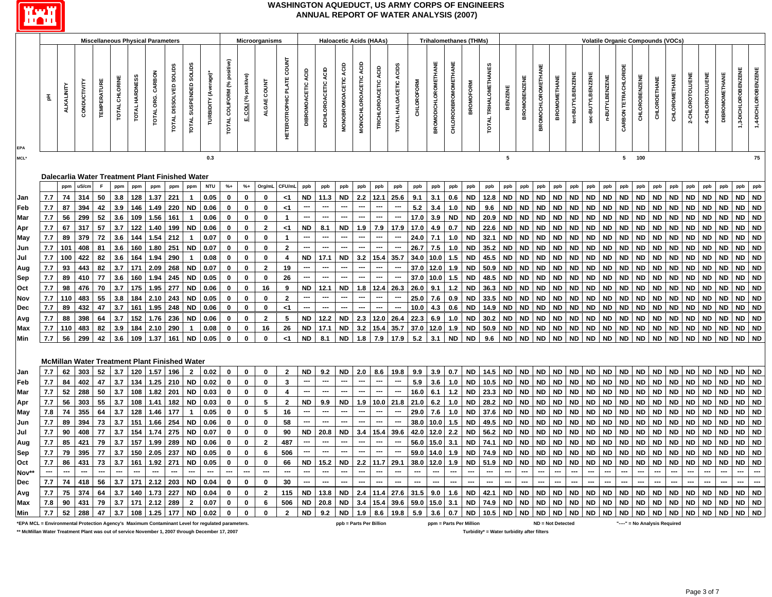# WASHINGTON AQUEDUCT, US ARMY CORPS OF ENGINEERS
## ANNUAL REPORT OF WATER ANALYSIS (2007)

| | Miscellaneous Physical Parameters | | | | | | | | | | Microorganisms | | | | Haloacetic Acids (HAAs) | | | | | | Trihalomethanes (THMs) | | | | | Volatile Organic Compounds (VOCs) | | | | | | | | | | | | | | | | |
|---|---|---|---|---|---|---|---|---|---|---|---|---|---|---|---|---|---|---|---|---|---|---|---|---|---|---|---|---|---|---|---|---|---|---|---|---|---|---|---|---|---|---|
| EPA | pH | ALKALINITY | CONDUCTIVITY | TEMPERATURE | TOTAL CHLORINE | TOTAL HARDNESS | TOTAL ORG. CARBON | TOTAL DISSOLVED SOLIDS | TOTAL SUSPENDED SOLIDS | TURBIDITY (Average)* | TOTAL COLIFORM (% positive) | E. COLI (% positive) | ALGAE COUNT | HETEROTROPHIC PLATE COUNT | DIBROMOACETIC ACID | DICHLOROACETIC ACID | MONOBROMOACETIC ACID | MONOCHLOROACETIC ACID | TRICHLOROACETIC ACID | TOTAL HALOACETIC ACIDS | CHLOROFORM | BROMODICHLOROMETHANE | CHLORODIBROMOMETHANE | BROMOFORM | TOTAL TRIHALOMETHANES | BENZENE | BROMOBENZENE | BROMOCHLOROMETHANE | BROMOMETHANE | tert-BUTYLBENZENE | sec-BUTYLBENZENE | n-BUTYLBENZENE | CARBON TETRACHLORIDE | CHLOROBENZENE | CHLOROETHANE | CHLOROMETHANE | 2-CHLOROTOLUENE | 4-CHLOROTOLUENE | DIBROMOMETHANE | 1,3-DICHLOROBENZENE | 1,4-DICHLOROBENZENE |
| MCL* | | | | | | | | | | 0.3 | | | | | | | | | | | | | | | | 5 | | | | | | | 5 | 100 | | | | | | | 75 |
| **Dalecarlia Water Treatment Plant Finished Water** | | | | | | | | | | | | | | | | | | | | | | | | | | | | | | | | | | | | | | | | | |
| | | ppm | uS/cm | F | ppm | ppm | ppm | ppm | ppm | NTU | %+ | %+ | Org/mL | CFU/mL | ppb | ppb | ppb | ppb | ppb | ppb | ppb | ppb | ppb | ppb | ppb | ppb | ppb | ppb | ppb | ppb | ppb | ppb | ppb | ppb | ppb | ppb | ppb | ppb | ppb | ppb | ppb |
| Jan | 7.7 | 74 | 314 | 50 | 3.8 | 128 | 1.37 | 221 | 1 | 0.05 | 0 | 0 | 0 | <1 | ND | 11.3 | ND | 2.2 | 12.1 | 25.6 | 9.1 | 3.1 | 0.6 | ND | 12.8 | ND | ND | ND | ND | ND | ND | ND | ND | ND | ND | ND | ND | ND | ND | ND | ND |
| Feb | 7.7 | 87 | 394 | 42 | 3.9 | 146 | 1.49 | 220 | ND | 0.06 | 0 | 0 | 0 | <1 | --- | --- | --- | --- | --- | --- | 5.2 | 3.4 | 1.0 | ND | 9.6 | ND | ND | ND | ND | ND | ND | ND | ND | ND | ND | ND | ND | ND | ND | ND | ND |
| Mar | 7.7 | 56 | 299 | 52 | 3.6 | 109 | 1.56 | 161 | 1 | 0.06 | 0 | 0 | 0 | 1 | --- | --- | --- | --- | --- | --- | 17.0 | 3.9 | ND | ND | 20.9 | ND | ND | ND | ND | ND | ND | ND | ND | ND | ND | ND | ND | ND | ND | ND | ND |
| Apr | 7.7 | 67 | 317 | 57 | 3.7 | 122 | 1.40 | 199 | ND | 0.06 | 0 | 0 | 2 | <1 | ND | 8.1 | ND | 1.9 | 7.9 | 17.9 | 17.0 | 4.9 | 0.7 | ND | 22.6 | ND | ND | ND | ND | ND | ND | ND | ND | ND | ND | ND | ND | ND | ND | ND | ND |
| May | 7.7 | 89 | 379 | 72 | 3.6 | 144 | 1.54 | 212 | 1 | 0.07 | 0 | 0 | 0 | 1 | --- | --- | --- | --- | --- | --- | 24.0 | 7.1 | 1.0 | ND | 32.1 | ND | ND | ND | ND | ND | ND | ND | ND | ND | ND | ND | ND | ND | ND | ND | ND |
| Jun | 7.7 | 101 | 408 | 81 | 3.6 | 160 | 1.80 | 251 | ND | 0.07 | 0 | 0 | 0 | 2 | --- | --- | --- | --- | --- | --- | 26.7 | 7.5 | 1.0 | ND | 35.2 | ND | ND | ND | ND | ND | ND | ND | ND | ND | ND | ND | ND | ND | ND | ND | ND |
| Jul | 7.7 | 100 | 422 | 82 | 3.6 | 164 | 1.94 | 290 | 1 | 0.08 | 0 | 0 | 0 | 4 | ND | 17.1 | ND | 3.2 | 15.4 | 35.7 | 34.0 | 10.0 | 1.5 | ND | 45.5 | ND | ND | ND | ND | ND | ND | ND | ND | ND | ND | ND | ND | ND | ND | ND | ND |
| Aug | 7.7 | 93 | 443 | 82 | 3.7 | 171 | 2.09 | 268 | ND | 0.07 | 0 | 0 | 2 | 19 | --- | --- | --- | --- | --- | --- | 37.0 | 12.0 | 1.9 | ND | 50.9 | ND | ND | ND | ND | ND | ND | ND | ND | ND | ND | ND | ND | ND | ND | ND | ND |
| Sep | 7.7 | 89 | 410 | 77 | 3.6 | 160 | 1.94 | 245 | ND | 0.05 | 0 | 0 | 0 | 26 | --- | --- | --- | --- | --- | --- | 37.0 | 10.0 | 1.5 | ND | 48.5 | ND | ND | ND | ND | ND | ND | ND | ND | ND | ND | ND | ND | ND | ND | ND | ND |
| Oct | 7.7 | 98 | 476 | 70 | 3.7 | 175 | 1.95 | 277 | ND | 0.06 | 0 | 0 | 16 | 9 | ND | 12.1 | ND | 1.8 | 12.4 | 26.3 | 26.0 | 9.1 | 1.2 | ND | 36.3 | ND | ND | ND | ND | ND | ND | ND | ND | ND | ND | ND | ND | ND | ND | ND | ND |
| Nov | 7.7 | 110 | 483 | 55 | 3.8 | 184 | 2.10 | 243 | ND | 0.05 | 0 | 0 | 0 | 2 | --- | --- | --- | --- | --- | --- | 25.0 | 7.6 | 0.9 | ND | 33.5 | ND | ND | ND | ND | ND | ND | ND | ND | ND | ND | ND | ND | ND | ND | ND | ND |
| Dec | 7.7 | 89 | 432 | 47 | 3.7 | 161 | 1.95 | 248 | ND | 0.06 | 0 | 0 | 0 | <1 | --- | --- | --- | --- | --- | --- | 10.0 | 4.3 | 0.6 | ND | 14.9 | ND | ND | ND | ND | ND | ND | ND | ND | ND | ND | ND | ND | ND | ND | ND | ND |
| Avg | 7.7 | 88 | 398 | 64 | 3.7 | 152 | 1.76 | 236 | ND | 0.06 | 0 | 0 | 2 | 5 | ND | 12.2 | ND | 2.3 | 12.0 | 26.4 | 22.3 | 6.9 | 1.0 | ND | 30.2 | ND | ND | ND | ND | ND | ND | ND | ND | ND | ND | ND | ND | ND | ND | ND | ND |
| Max | 7.7 | 110 | 483 | 82 | 3.9 | 184 | 2.10 | 290 | 1 | 0.08 | 0 | 0 | 16 | 26 | ND | 17.1 | ND | 3.2 | 15.4 | 35.7 | 37.0 | 12.0 | 1.9 | ND | 50.9 | ND | ND | ND | ND | ND | ND | ND | ND | ND | ND | ND | ND | ND | ND | ND | ND |
| Min | 7.7 | 56 | 299 | 42 | 3.6 | 109 | 1.37 | 161 | ND | 0.05 | 0 | 0 | 0 | <1 | ND | 8.1 | ND | 1.8 | 7.9 | 17.9 | 5.2 | 3.1 | ND | ND | 9.6 | ND | ND | ND | ND | ND | ND | ND | ND | ND | ND | ND | ND | ND | ND | ND | ND |
| **McMillan Water Treatment Plant Finished Water** | | | | | | | | | | | | | | | | | | | | | | | | | | | | | | | | | | | | | | | | | |
| Jan | 7.7 | 62 | 303 | 52 | 3.7 | 120 | 1.57 | 196 | 2 | 0.02 | 0 | 0 | 0 | 2 | ND | 9.2 | ND | 2.0 | 8.6 | 19.8 | 9.9 | 3.9 | 0.7 | ND | 14.5 | ND | ND | ND | ND | ND | ND | ND | ND | ND | ND | ND | ND | ND | ND | ND | ND |
| Feb | 7.7 | 84 | 402 | 47 | 3.7 | 134 | 1.25 | 210 | ND | 0.02 | 0 | 0 | 0 | 3 | --- | --- | --- | --- | --- | --- | 5.9 | 3.6 | 1.0 | ND | 10.5 | ND | ND | ND | ND | ND | ND | ND | ND | ND | ND | ND | ND | ND | ND | ND | ND |
| Mar | 7.7 | 52 | 288 | 50 | 3.7 | 108 | 1.82 | 201 | ND | 0.03 | 0 | 0 | 0 | 4 | --- | --- | --- | --- | --- | --- | 16.0 | 6.1 | 1.2 | ND | 23.3 | ND | ND | ND | ND | ND | ND | ND | ND | ND | ND | ND | ND | ND | ND | ND | ND |
| Apr | 7.7 | 56 | 303 | 55 | 3.7 | 108 | 1.41 | 182 | ND | 0.03 | 0 | 0 | 5 | 2 | ND | 9.9 | ND | 1.9 | 10.0 | 21.8 | 21.0 | 6.2 | 1.0 | ND | 28.2 | ND | ND | ND | ND | ND | ND | ND | ND | ND | ND | ND | ND | ND | ND | ND | ND |
| May | 7.8 | 74 | 355 | 64 | 3.7 | 128 | 1.46 | 177 | 1 | 0.05 | 0 | 0 | 5 | 16 | --- | --- | --- | --- | --- | --- | 29.0 | 7.6 | 1.0 | ND | 37.6 | ND | ND | ND | ND | ND | ND | ND | ND | ND | ND | ND | ND | ND | ND | ND | ND |
| Jun | 7.7 | 89 | 394 | 73 | 3.7 | 151 | 1.66 | 254 | ND | 0.06 | 0 | 0 | 0 | 58 | --- | --- | --- | --- | --- | --- | 38.0 | 10.0 | 1.5 | ND | 49.5 | ND | ND | ND | ND | ND | ND | ND | ND | ND | ND | ND | ND | ND | ND | ND | ND |
| Jul | 7.7 | 90 | 408 | 77 | 3.7 | 154 | 1.74 | 275 | ND | 0.07 | 0 | 0 | 0 | 90 | ND | 20.8 | ND | 3.4 | 15.4 | 39.6 | 42.0 | 12.0 | 2.2 | ND | 56.2 | ND | ND | ND | ND | ND | ND | ND | ND | ND | ND | ND | ND | ND | ND | ND | ND |
| Aug | 7.7 | 85 | 421 | 79 | 3.7 | 157 | 1.99 | 289 | ND | 0.06 | 0 | 0 | 2 | 487 | --- | --- | --- | --- | --- | --- | 56.0 | 15.0 | 3.1 | ND | 74.1 | ND | ND | ND | ND | ND | ND | ND | ND | ND | ND | ND | ND | ND | ND | ND | ND |
| Sep | 7.7 | 79 | 395 | 77 | 3.7 | 150 | 2.05 | 237 | ND | 0.05 | 0 | 0 | 6 | 506 | --- | --- | --- | --- | --- | --- | 59.0 | 14.0 | 1.9 | ND | 74.9 | ND | ND | ND | ND | ND | ND | ND | ND | ND | ND | ND | ND | ND | ND | ND | ND |
| Oct | 7.7 | 86 | 431 | 73 | 3.7 | 161 | 1.92 | 271 | ND | 0.05 | 0 | 0 | 0 | 66 | ND | 15.2 | ND | 2.2 | 11.7 | 29.1 | 38.0 | 12.0 | 1.9 | ND | 51.9 | ND | ND | ND | ND | ND | ND | ND | ND | ND | ND | ND | ND | ND | ND | ND | ND |
| Nov** | --- | --- | --- | --- | --- | --- | --- | --- | --- | --- | --- | --- | --- | --- | --- | --- | --- | --- | --- | --- | --- | --- | --- | --- | --- | --- | --- | --- | --- | --- | --- | --- | --- | --- | --- | --- | --- | --- | --- | --- | --- |
| Dec | 7.7 | 74 | 418 | 56 | 3.7 | 171 | 2.12 | 203 | ND | 0.04 | 0 | 0 | 0 | 30 | --- | --- | --- | --- | --- | --- | --- | --- | --- | --- | --- | --- | --- | --- | --- | --- | --- | --- | --- | --- | --- | --- | --- | --- | --- | --- | --- |
| Avg | 7.7 | 75 | 374 | 64 | 3.7 | 140 | 1.73 | 227 | ND | 0.04 | 0 | 0 | 2 | 115 | ND | 13.8 | ND | 2.4 | 11.4 | 27.6 | 31.5 | 9.0 | 1.6 | ND | 42.1 | ND | ND | ND | ND | ND | ND | ND | ND | ND | ND | ND | ND | ND | ND | ND | ND |
| Max | 7.8 | 90 | 431 | 79 | 3.7 | 171 | 2.12 | 289 | 2 | 0.07 | 0 | 0 | 6 | 506 | ND | 20.8 | ND | 3.4 | 15.4 | 39.6 | 59.0 | 15.0 | 3.1 | ND | 74.9 | ND | ND | ND | ND | ND | ND | ND | ND | ND | ND | ND | ND | ND | ND | ND | ND |
| Min | 7.7 | 52 | 288 | 47 | 3.7 | 108 | 1.25 | 177 | ND | 0.02 | 0 | 0 | 0 | 2 | ND | 9.2 | ND | 1.9 | 8.6 | 19.8 | 5.9 | 3.6 | 0.7 | ND | 10.5 | ND | ND | ND | ND | ND | ND | ND | ND | ND | ND | ND | ND | ND | ND | ND | ND |

*EPA MCL = Environmental Protection Agency's Maximum Contaminant Level for regulated parameters. ppb = Parts Per Billion ppm = Parts Per Million ND = Not Detected "----" = No Analysis Required

** McMillan Water Treatment Plant was out of service November 1, 2007 through December 17, 2007 Turbidity* = Water turbidity after filters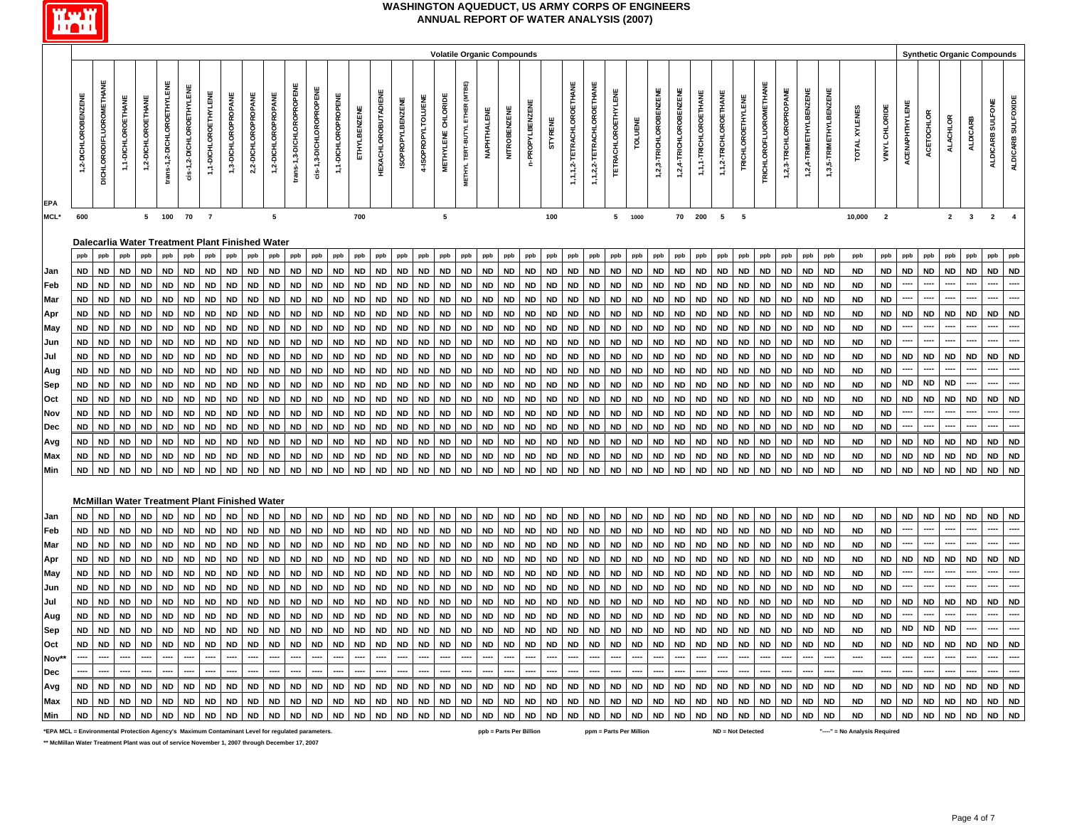# WASHINGTON AQUEDUCT, US ARMY CORPS OF ENGINEERS
## ANNUAL REPORT OF WATER ANALYSIS (2007)

| | Volatile Organic Compounds | | | | | | | | | | | | | | | | | | | | | | | | | | | | | | | | | | | | | | Synthetic Organic Compounds | | | | | |
|---|---|---|---|---|---|---|---|---|---|---|---|---|---|---|---|---|---|---|---|---|---|---|---|---|---|---|---|---|---|---|---|---|---|---|---|---|---|---|---|---|---|---|---|---|
| EPA | 1,2-DICHLOROBENZENE | DICHLORODIFLUOROMETHANE | 1,1-DICHLOROETHANE | 1,2-DICHLOROETHANE | trans-1,2-DICHLOROETHYLENE | cis-1,2-DICHLOROETHYLENE | 1,1-DICHLOROETHYLENE | 1,3-DICHLOROPROPANE | 2,2-DICHLOROPROPANE | 1,2-DICHLOROPROPANE | trans-1,3-DICHLOROPROPENE | cis-1,3-DICHLOROPROPENE | 1,1-DICHLOROPROPENE | ETHYLBENZENE | HEXACHLOROBUTADIENE | ISOPROPYLBENZENE | 4-ISOPROPYLTOLUENE | METHYLENE CHLORIDE | METHYL TERT-BUTYL ETHER (MTBE) | NAPHTHALENE | NITROBENZENE | n-PROPYLBENZENE | STYRENE | 1,1,1,2-TETRACHLOROETHANE | 1,1,2,2-TETRACHLOROETHANE | TETRACHLOROETHYLENE | TOLUENE | 1,2,3-TRICHLOROBENZENE | 1,2,4-TRICHLOROBENZENE | 1,1,1-TRICHLOROETHANE | 1,1,2-TRICHLOROETHANE | TRICHLOROETHYLENE | TRICHLOROFLUOROMETHANE | 1,2,3-TRICHLOROPROPANE | 1,2,4-TRIMETHYLBENZENE | 1,3,5-TRIMETHYLBENZENE | TOTAL XYLENES | VINYL CHLORIDE | ACENAPHTHYLENE | ACETOCHLOR | ALACHLOR | ALDICARB | ALDICARB SULFONE | ALDICARB SULFOXIDE |
| MCL* | 600 | | | 5 | 100 | 70 | 7 | | | 5 | | | | 700 | | | | 5 | | | | | 100 | | | 5 | 1000 | | 70 | 200 | 5 | 5 | | | | | 10,000 | 2 | | | 2 | 3 | 2 | 4 |
| **Dalecarlia Water Treatment Plant Finished Water** | | | | | | | | | | | | | | | | | | | | | | | | | | | | | | | | | | | | | | | | | | | | |
| | ppb | ppb | ppb | ppb | ppb | ppb | ppb | ppb | ppb | ppb | ppb | ppb | ppb | ppb | ppb | ppb | ppb | ppb | ppb | ppb | ppb | ppb | ppb | ppb | ppb | ppb | ppb | ppb | ppb | ppb | ppb | ppb | ppb | ppb | ppb | ppb | ppb | ppb | ppb | ppb | ppb | ppb | ppb | ppb |
| Jan | ND | ND | ND | ND | ND | ND | ND | ND | ND | ND | ND | ND | ND | ND | ND | ND | ND | ND | ND | ND | ND | ND | ND | ND | ND | ND | ND | ND | ND | ND | ND | ND | ND | ND | ND | ND | ND | ND | ND | ND | ND | ND | ND | ND |
| Feb | ND | ND | ND | ND | ND | ND | ND | ND | ND | ND | ND | ND | ND | ND | ND | ND | ND | ND | ND | ND | ND | ND | ND | ND | ND | ND | ND | ND | ND | ND | ND | ND | ND | ND | ND | ND | ND | ND | ---- | ---- | ---- | ---- | ---- | ---- |
| Mar | ND | ND | ND | ND | ND | ND | ND | ND | ND | ND | ND | ND | ND | ND | ND | ND | ND | ND | ND | ND | ND | ND | ND | ND | ND | ND | ND | ND | ND | ND | ND | ND | ND | ND | ND | ND | ND | ND | ---- | ---- | ---- | ---- | ---- | ---- |
| Apr | ND | ND | ND | ND | ND | ND | ND | ND | ND | ND | ND | ND | ND | ND | ND | ND | ND | ND | ND | ND | ND | ND | ND | ND | ND | ND | ND | ND | ND | ND | ND | ND | ND | ND | ND | ND | ND | ND | ND | ND | ND | ND | ND | ND |
| May | ND | ND | ND | ND | ND | ND | ND | ND | ND | ND | ND | ND | ND | ND | ND | ND | ND | ND | ND | ND | ND | ND | ND | ND | ND | ND | ND | ND | ND | ND | ND | ND | ND | ND | ND | ND | ND | ND | ---- | ---- | ---- | ---- | ---- | ---- |
| Jun | ND | ND | ND | ND | ND | ND | ND | ND | ND | ND | ND | ND | ND | ND | ND | ND | ND | ND | ND | ND | ND | ND | ND | ND | ND | ND | ND | ND | ND | ND | ND | ND | ND | ND | ND | ND | ND | ND | ---- | ---- | ---- | ---- | ---- | ---- |
| Jul | ND | ND | ND | ND | ND | ND | ND | ND | ND | ND | ND | ND | ND | ND | ND | ND | ND | ND | ND | ND | ND | ND | ND | ND | ND | ND | ND | ND | ND | ND | ND | ND | ND | ND | ND | ND | ND | ND | ND | ND | ND | ND | ND | ND |
| Aug | ND | ND | ND | ND | ND | ND | ND | ND | ND | ND | ND | ND | ND | ND | ND | ND | ND | ND | ND | ND | ND | ND | ND | ND | ND | ND | ND | ND | ND | ND | ND | ND | ND | ND | ND | ND | ND | ND | ---- | ---- | ---- | ---- | ---- | ---- |
| Sep | ND | ND | ND | ND | ND | ND | ND | ND | ND | ND | ND | ND | ND | ND | ND | ND | ND | ND | ND | ND | ND | ND | ND | ND | ND | ND | ND | ND | ND | ND | ND | ND | ND | ND | ND | ND | ND | ND | ND | ND | ND | ---- | ---- | ---- |
| Oct | ND | ND | ND | ND | ND | ND | ND | ND | ND | ND | ND | ND | ND | ND | ND | ND | ND | ND | ND | ND | ND | ND | ND | ND | ND | ND | ND | ND | ND | ND | ND | ND | ND | ND | ND | ND | ND | ND | ND | ND | ND | ND | ND | ND |
| Nov | ND | ND | ND | ND | ND | ND | ND | ND | ND | ND | ND | ND | ND | ND | ND | ND | ND | ND | ND | ND | ND | ND | ND | ND | ND | ND | ND | ND | ND | ND | ND | ND | ND | ND | ND | ND | ND | ND | ---- | ---- | ---- | ---- | ---- | ---- |
| Dec | ND | ND | ND | ND | ND | ND | ND | ND | ND | ND | ND | ND | ND | ND | ND | ND | ND | ND | ND | ND | ND | ND | ND | ND | ND | ND | ND | ND | ND | ND | ND | ND | ND | ND | ND | ND | ND | ND | ---- | ---- | ---- | ---- | ---- | ---- |
| Avg | ND | ND | ND | ND | ND | ND | ND | ND | ND | ND | ND | ND | ND | ND | ND | ND | ND | ND | ND | ND | ND | ND | ND | ND | ND | ND | ND | ND | ND | ND | ND | ND | ND | ND | ND | ND | ND | ND | ND | ND | ND | ND | ND | ND |
| Max | ND | ND | ND | ND | ND | ND | ND | ND | ND | ND | ND | ND | ND | ND | ND | ND | ND | ND | ND | ND | ND | ND | ND | ND | ND | ND | ND | ND | ND | ND | ND | ND | ND | ND | ND | ND | ND | ND | ND | ND | ND | ND | ND | ND |
| Min | ND | ND | ND | ND | ND | ND | ND | ND | ND | ND | ND | ND | ND | ND | ND | ND | ND | ND | ND | ND | ND | ND | ND | ND | ND | ND | ND | ND | ND | ND | ND | ND | ND | ND | ND | ND | ND | ND | ND | ND | ND | ND | ND | ND |
| **McMillan Water Treatment Plant Finished Water** | | | | | | | | | | | | | | | | | | | | | | | | | | | | | | | | | | | | | | | | | | | | |
| Jan | ND | ND | ND | ND | ND | ND | ND | ND | ND | ND | ND | ND | ND | ND | ND | ND | ND | ND | ND | ND | ND | ND | ND | ND | ND | ND | ND | ND | ND | ND | ND | ND | ND | ND | ND | ND | ND | ND | ND | ND | ND | ND | ND | ND |
| Feb | ND | ND | ND | ND | ND | ND | ND | ND | ND | ND | ND | ND | ND | ND | ND | ND | ND | ND | ND | ND | ND | ND | ND | ND | ND | ND | ND | ND | ND | ND | ND | ND | ND | ND | ND | ND | ND | ND | ---- | ---- | ---- | ---- | ---- | ---- |
| Mar | ND | ND | ND | ND | ND | ND | ND | ND | ND | ND | ND | ND | ND | ND | ND | ND | ND | ND | ND | ND | ND | ND | ND | ND | ND | ND | ND | ND | ND | ND | ND | ND | ND | ND | ND | ND | ND | ND | ---- | ---- | ---- | ---- | ---- | ---- |
| Apr | ND | ND | ND | ND | ND | ND | ND | ND | ND | ND | ND | ND | ND | ND | ND | ND | ND | ND | ND | ND | ND | ND | ND | ND | ND | ND | ND | ND | ND | ND | ND | ND | ND | ND | ND | ND | ND | ND | ND | ND | ND | ND | ND | ND |
| May | ND | ND | ND | ND | ND | ND | ND | ND | ND | ND | ND | ND | ND | ND | ND | ND | ND | ND | ND | ND | ND | ND | ND | ND | ND | ND | ND | ND | ND | ND | ND | ND | ND | ND | ND | ND | ND | ND | ---- | ---- | ---- | ---- | ---- | ---- |
| Jun | ND | ND | ND | ND | ND | ND | ND | ND | ND | ND | ND | ND | ND | ND | ND | ND | ND | ND | ND | ND | ND | ND | ND | ND | ND | ND | ND | ND | ND | ND | ND | ND | ND | ND | ND | ND | ND | ND | ---- | ---- | ---- | ---- | ---- | ---- |
| Jul | ND | ND | ND | ND | ND | ND | ND | ND | ND | ND | ND | ND | ND | ND | ND | ND | ND | ND | ND | ND | ND | ND | ND | ND | ND | ND | ND | ND | ND | ND | ND | ND | ND | ND | ND | ND | ND | ND | ND | ND | ND | ND | ND | ND |
| Aug | ND | ND | ND | ND | ND | ND | ND | ND | ND | ND | ND | ND | ND | ND | ND | ND | ND | ND | ND | ND | ND | ND | ND | ND | ND | ND | ND | ND | ND | ND | ND | ND | ND | ND | ND | ND | ND | ND | ---- | ---- | ---- | ---- | ---- | ---- |
| Sep | ND | ND | ND | ND | ND | ND | ND | ND | ND | ND | ND | ND | ND | ND | ND | ND | ND | ND | ND | ND | ND | ND | ND | ND | ND | ND | ND | ND | ND | ND | ND | ND | ND | ND | ND | ND | ND | ND | ND | ND | ND | ---- | ---- | ---- |
| Oct | ND | ND | ND | ND | ND | ND | ND | ND | ND | ND | ND | ND | ND | ND | ND | ND | ND | ND | ND | ND | ND | ND | ND | ND | ND | ND | ND | ND | ND | ND | ND | ND | ND | ND | ND | ND | ND | ND | ND | ND | ND | ND | ND | ND |
| Nov** | ---- | ---- | ---- | ---- | ---- | ---- | ---- | ---- | ---- | ---- | ---- | ---- | ---- | ---- | ---- | ---- | ---- | ---- | ---- | ---- | ---- | ---- | ---- | ---- | ---- | ---- | ---- | ---- | ---- | ---- | ---- | ---- | ---- | ---- | ---- | ---- | ---- | ---- | ---- | ---- | ---- | ---- | ---- | ---- |
| Dec | ---- | ---- | ---- | ---- | ---- | ---- | ---- | ---- | ---- | ---- | ---- | ---- | ---- | ---- | ---- | ---- | ---- | ---- | ---- | ---- | ---- | ---- | ---- | ---- | ---- | ---- | ---- | ---- | ---- | ---- | ---- | ---- | ---- | ---- | ---- | ---- | ---- | ---- | ---- | ---- | ---- | ---- | ---- | ---- |
| Avg | ND | ND | ND | ND | ND | ND | ND | ND | ND | ND | ND | ND | ND | ND | ND | ND | ND | ND | ND | ND | ND | ND | ND | ND | ND | ND | ND | ND | ND | ND | ND | ND | ND | ND | ND | ND | ND | ND | ND | ND | ND | ND | ND | ND |
| Max | ND | ND | ND | ND | ND | ND | ND | ND | ND | ND | ND | ND | ND | ND | ND | ND | ND | ND | ND | ND | ND | ND | ND | ND | ND | ND | ND | ND | ND | ND | ND | ND | ND | ND | ND | ND | ND | ND | ND | ND | ND | ND | ND | ND |
| Min | ND | ND | ND | ND | ND | ND | ND | ND | ND | ND | ND | ND | ND | ND | ND | ND | ND | ND | ND | ND | ND | ND | ND | ND | ND | ND | ND | ND | ND | ND | ND | ND | ND | ND | ND | ND | ND | ND | ND | ND | ND | ND | ND | ND |

*EPA MCL = Environmental Protection Agency's Maximum Contaminant Level for regulated parameters. ppb = Parts Per Billion ppm = Parts Per Million ND = Not Detected "----" = No Analysis Required

** McMillan Water Treatment Plant was out of service November 1, 2007 through December 17, 2007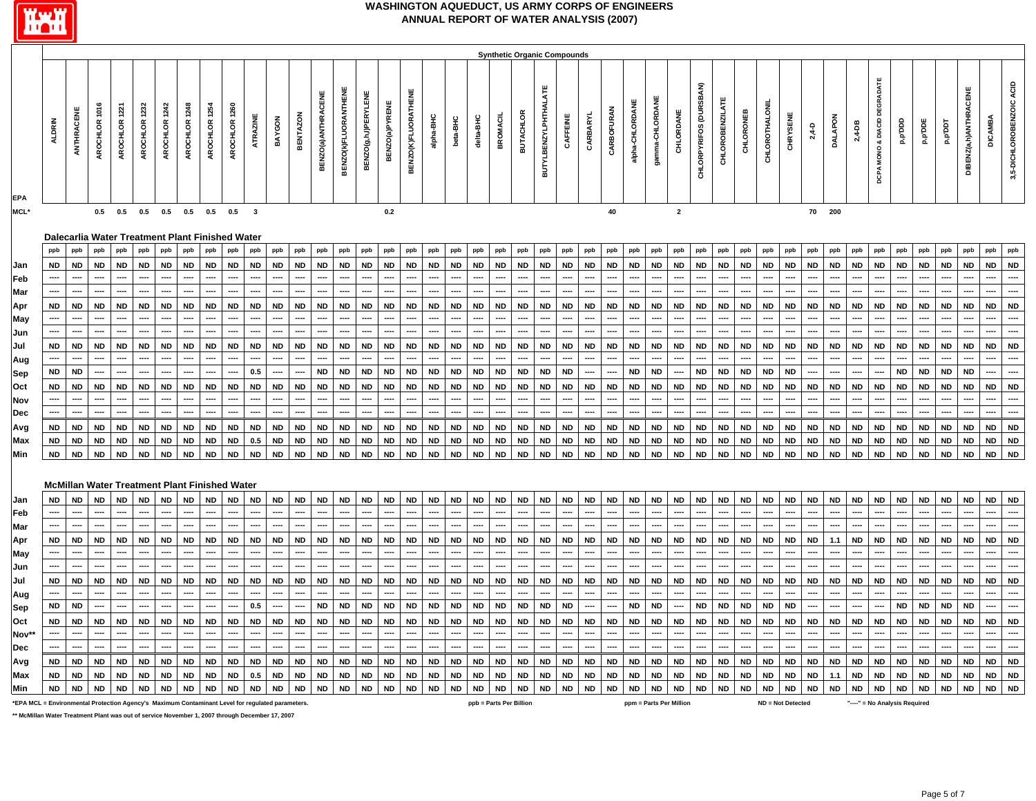# WASHINGTON AQUEDUCT, US ARMY CORPS OF ENGINEERS
## ANNUAL REPORT OF WATER ANALYSIS (2007)

### Synthetic Organic Compounds

| EPA | ALDRIN | ANTHRACENE | AROCHLOR 1016 | AROCHLOR 1221 | AROCHLOR 1232 | AROCHLOR 1242 | AROCHLOR 1248 | AROCHLOR 1254 | AROCHLOR 1260 | ATRAZINE | BAYGON | BENTAZON | BENZO(a)ANTHRACENE | BENZO(k)FLUORANTHENE | BENZO(g,h,i)PERYLENE | BENZO(a)PYRENE | BENZO(K)FLUORATHENE | alpha-BHC | beta-BHC | delta-BHC | BROMACIL | BUTACHLOR | BUTYLBENZYLPHTHALATE | CAFFEINE | CARBARYL | CARBOFURAN | alpha-CHLORDANE | gamma-CHLORDANE | CHLORDANE | CHLORPYRIFOS (DURSBAN) | CHLOROBENZILATE | CHLORONEB | CHLOROTHALONIL | CHRYSENE | 2,4-D | DALAPON | 2,4-DB | DCPA MONO & DIACID DEGRADATE | p,p'DDD | p,p'DDE | p,p'DDT | DIBENZ(a,h)ANTHRACENE | DICAMBA | 3,5-DICHLOROBENZOIC ACID |
|---|---|---|---|---|---|---|---|---|---|---|---|---|---|---|---|---|---|---|---|---|---|---|---|---|---|---|---|---|---|---|---|---|---|---|---|---|---|---|---|---|---|---|---|---|
| MCL* | | | 0.5 | 0.5 | 0.5 | 0.5 | 0.5 | 0.5 | 0.5 | 3 | | | | | | 0.2 | | | | | | | | | | 40 | | | 2 | | | | | | 70 | 200 | | | | | | | | |
| **Dalecarlia Water Treatment Plant Finished Water** | | | | | | | | | | | | | | | | | | | | | | | | | | | | | | | | | | | | | | | | | | | | |
| | ppb | ppb | ppb | ppb | ppb | ppb | ppb | ppb | ppb | ppb | ppb | ppb | ppb | ppb | ppb | ppb | ppb | ppb | ppb | ppb | ppb | ppb | ppb | ppb | ppb | ppb | ppb | ppb | ppb | ppb | ppb | ppb | ppb | ppb | ppb | ppb | ppb | ppb | ppb | ppb | ppb | ppb | ppb | ppb |
| Jan | ND | ND | ND | ND | ND | ND | ND | ND | ND | ND | ND | ND | ND | ND | ND | ND | ND | ND | ND | ND | ND | ND | ND | ND | ND | ND | ND | ND | ND | ND | ND | ND | ND | ND | ND | ND | ND | ND | ND | ND | ND | ND | ND | ND |
| Feb | ---- | ---- | ---- | ---- | ---- | ---- | ---- | ---- | ---- | ---- | ---- | ---- | ---- | ---- | ---- | ---- | ---- | ---- | ---- | ---- | ---- | ---- | ---- | ---- | ---- | ---- | ---- | ---- | ---- | ---- | ---- | ---- | ---- | ---- | ---- | ---- | ---- | ---- | ---- | ---- | ---- | ---- | ---- | ---- |
| Mar | ---- | ---- | ---- | ---- | ---- | ---- | ---- | ---- | ---- | ---- | ---- | ---- | ---- | ---- | ---- | ---- | ---- | ---- | ---- | ---- | ---- | ---- | ---- | ---- | ---- | ---- | ---- | ---- | ---- | ---- | ---- | ---- | ---- | ---- | ---- | ---- | ---- | ---- | ---- | ---- | ---- | ---- | ---- | ---- |
| Apr | ND | ND | ND | ND | ND | ND | ND | ND | ND | ND | ND | ND | ND | ND | ND | ND | ND | ND | ND | ND | ND | ND | ND | ND | ND | ND | ND | ND | ND | ND | ND | ND | ND | ND | ND | ND | ND | ND | ND | ND | ND | ND | ND | ND |
| May | ---- | ---- | ---- | ---- | ---- | ---- | ---- | ---- | ---- | ---- | ---- | ---- | ---- | ---- | ---- | ---- | ---- | ---- | ---- | ---- | ---- | ---- | ---- | ---- | ---- | ---- | ---- | ---- | ---- | ---- | ---- | ---- | ---- | ---- | ---- | ---- | ---- | ---- | ---- | ---- | ---- | ---- | ---- | ---- |
| Jun | ---- | ---- | ---- | ---- | ---- | ---- | ---- | ---- | ---- | ---- | ---- | ---- | ---- | ---- | ---- | ---- | ---- | ---- | ---- | ---- | ---- | ---- | ---- | ---- | ---- | ---- | ---- | ---- | ---- | ---- | ---- | ---- | ---- | ---- | ---- | ---- | ---- | ---- | ---- | ---- | ---- | ---- | ---- | ---- |
| Jul | ND | ND | ND | ND | ND | ND | ND | ND | ND | ND | ND | ND | ND | ND | ND | ND | ND | ND | ND | ND | ND | ND | ND | ND | ND | ND | ND | ND | ND | ND | ND | ND | ND | ND | ND | ND | ND | ND | ND | ND | ND | ND | ND | ND |
| Aug | ---- | ---- | ---- | ---- | ---- | ---- | ---- | ---- | ---- | ---- | ---- | ---- | ---- | ---- | ---- | ---- | ---- | ---- | ---- | ---- | ---- | ---- | ---- | ---- | ---- | ---- | ---- | ---- | ---- | ---- | ---- | ---- | ---- | ---- | ---- | ---- | ---- | ---- | ---- | ---- | ---- | ---- | ---- | ---- |
| Sep | ND | ND | ---- | ---- | ---- | ---- | ---- | ---- | ---- | 0.5 | ---- | ---- | ND | ND | ND | ND | ND | ND | ND | ND | ND | ND | ND | ND | ---- | ---- | ND | ND | ---- | ND | ND | ND | ND | ND | ---- | ---- | ---- | ---- | ND | ND | ND | ND | ---- | ---- |
| Oct | ND | ND | ND | ND | ND | ND | ND | ND | ND | ND | ND | ND | ND | ND | ND | ND | ND | ND | ND | ND | ND | ND | ND | ND | ND | ND | ND | ND | ND | ND | ND | ND | ND | ND | ND | ND | ND | ND | ND | ND | ND | ND | ND | ND |
| Nov | ---- | ---- | ---- | ---- | ---- | ---- | ---- | ---- | ---- | ---- | ---- | ---- | ---- | ---- | ---- | ---- | ---- | ---- | ---- | ---- | ---- | ---- | ---- | ---- | ---- | ---- | ---- | ---- | ---- | ---- | ---- | ---- | ---- | ---- | ---- | ---- | ---- | ---- | ---- | ---- | ---- | ---- | ---- | ---- |
| Dec | ---- | ---- | ---- | ---- | ---- | ---- | ---- | ---- | ---- | ---- | ---- | ---- | ---- | ---- | ---- | ---- | ---- | ---- | ---- | ---- | ---- | ---- | ---- | ---- | ---- | ---- | ---- | ---- | ---- | ---- | ---- | ---- | ---- | ---- | ---- | ---- | ---- | ---- | ---- | ---- | ---- | ---- | ---- | ---- |
| Avg | ND | ND | ND | ND | ND | ND | ND | ND | ND | ND | ND | ND | ND | ND | ND | ND | ND | ND | ND | ND | ND | ND | ND | ND | ND | ND | ND | ND | ND | ND | ND | ND | ND | ND | ND | ND | ND | ND | ND | ND | ND | ND | ND | ND |
| Max | ND | ND | ND | ND | ND | ND | ND | ND | ND | 0.5 | ND | ND | ND | ND | ND | ND | ND | ND | ND | ND | ND | ND | ND | ND | ND | ND | ND | ND | ND | ND | ND | ND | ND | ND | ND | ND | ND | ND | ND | ND | ND | ND | ND | ND |
| Min | ND | ND | ND | ND | ND | ND | ND | ND | ND | ND | ND | ND | ND | ND | ND | ND | ND | ND | ND | ND | ND | ND | ND | ND | ND | ND | ND | ND | ND | ND | ND | ND | ND | ND | ND | ND | ND | ND | ND | ND | ND | ND | ND | ND |
| **McMillan Water Treatment Plant Finished Water** | | | | | | | | | | | | | | | | | | | | | | | | | | | | | | | | | | | | | | | | | | | | |
| Jan | ND | ND | ND | ND | ND | ND | ND | ND | ND | ND | ND | ND | ND | ND | ND | ND | ND | ND | ND | ND | ND | ND | ND | ND | ND | ND | ND | ND | ND | ND | ND | ND | ND | ND | ND | ND | ND | ND | ND | ND | ND | ND | ND | ND |
| Feb | ---- | ---- | ---- | ---- | ---- | ---- | ---- | ---- | ---- | ---- | ---- | ---- | ---- | ---- | ---- | ---- | ---- | ---- | ---- | ---- | ---- | ---- | ---- | ---- | ---- | ---- | ---- | ---- | ---- | ---- | ---- | ---- | ---- | ---- | ---- | ---- | ---- | ---- | ---- | ---- | ---- | ---- | ---- | ---- |
| Mar | ---- | ---- | ---- | ---- | ---- | ---- | ---- | ---- | ---- | ---- | ---- | ---- | ---- | ---- | ---- | ---- | ---- | ---- | ---- | ---- | ---- | ---- | ---- | ---- | ---- | ---- | ---- | ---- | ---- | ---- | ---- | ---- | ---- | ---- | ---- | ---- | ---- | ---- | ---- | ---- | ---- | ---- | ---- | ---- |
| Apr | ND | ND | ND | ND | ND | ND | ND | ND | ND | ND | ND | ND | ND | ND | ND | ND | ND | ND | ND | ND | ND | ND | ND | ND | ND | ND | ND | ND | ND | ND | ND | ND | ND | ND | ND | 1.1 | ND | ND | ND | ND | ND | ND | ND | ND |
| May | ---- | ---- | ---- | ---- | ---- | ---- | ---- | ---- | ---- | ---- | ---- | ---- | ---- | ---- | ---- | ---- | ---- | ---- | ---- | ---- | ---- | ---- | ---- | ---- | ---- | ---- | ---- | ---- | ---- | ---- | ---- | ---- | ---- | ---- | ---- | ---- | ---- | ---- | ---- | ---- | ---- | ---- | ---- | ---- |
| Jun | ---- | ---- | ---- | ---- | ---- | ---- | ---- | ---- | ---- | ---- | ---- | ---- | ---- | ---- | ---- | ---- | ---- | ---- | ---- | ---- | ---- | ---- | ---- | ---- | ---- | ---- | ---- | ---- | ---- | ---- | ---- | ---- | ---- | ---- | ---- | ---- | ---- | ---- | ---- | ---- | ---- | ---- | ---- | ---- |
| Jul | ND | ND | ND | ND | ND | ND | ND | ND | ND | ND | ND | ND | ND | ND | ND | ND | ND | ND | ND | ND | ND | ND | ND | ND | ND | ND | ND | ND | ND | ND | ND | ND | ND | ND | ND | ND | ND | ND | ND | ND | ND | ND | ND | ND |
| Aug | ---- | ---- | ---- | ---- | ---- | ---- | ---- | ---- | ---- | ---- | ---- | ---- | ---- | ---- | ---- | ---- | ---- | ---- | ---- | ---- | ---- | ---- | ---- | ---- | ---- | ---- | ---- | ---- | ---- | ---- | ---- | ---- | ---- | ---- | ---- | ---- | ---- | ---- | ---- | ---- | ---- | ---- | ---- | ---- |
| Sep | ND | ND | ---- | ---- | ---- | ---- | ---- | ---- | ---- | 0.5 | ---- | ---- | ND | ND | ND | ND | ND | ND | ND | ND | ND | ND | ND | ND | ---- | ---- | ND | ND | ---- | ND | ND | ND | ND | ND | ---- | ---- | ---- | ---- | ND | ND | ND | ND | ---- | ---- |
| Oct | ND | ND | ND | ND | ND | ND | ND | ND | ND | ND | ND | ND | ND | ND | ND | ND | ND | ND | ND | ND | ND | ND | ND | ND | ND | ND | ND | ND | ND | ND | ND | ND | ND | ND | ND | ND | ND | ND | ND | ND | ND | ND | ND | ND |
| Nov** | ---- | ---- | ---- | ---- | ---- | ---- | ---- | ---- | ---- | ---- | ---- | ---- | ---- | ---- | ---- | ---- | ---- | ---- | ---- | ---- | ---- | ---- | ---- | ---- | ---- | ---- | ---- | ---- | ---- | ---- | ---- | ---- | ---- | ---- | ---- | ---- | ---- | ---- | ---- | ---- | ---- | ---- | ---- | ---- |
| Dec | ---- | ---- | ---- | ---- | ---- | ---- | ---- | ---- | ---- | ---- | ---- | ---- | ---- | ---- | ---- | ---- | ---- | ---- | ---- | ---- | ---- | ---- | ---- | ---- | ---- | ---- | ---- | ---- | ---- | ---- | ---- | ---- | ---- | ---- | ---- | ---- | ---- | ---- | ---- | ---- | ---- | ---- | ---- | ---- |
| Avg | ND | ND | ND | ND | ND | ND | ND | ND | ND | ND | ND | ND | ND | ND | ND | ND | ND | ND | ND | ND | ND | ND | ND | ND | ND | ND | ND | ND | ND | ND | ND | ND | ND | ND | ND | ND | ND | ND | ND | ND | ND | ND | ND | ND |
| Max | ND | ND | ND | ND | ND | ND | ND | ND | ND | 0.5 | ND | ND | ND | ND | ND | ND | ND | ND | ND | ND | ND | ND | ND | ND | ND | ND | ND | ND | ND | ND | ND | ND | ND | ND | ND | 1.1 | ND | ND | ND | ND | ND | ND | ND | ND |
| Min | ND | ND | ND | ND | ND | ND | ND | ND | ND | ND | ND | ND | ND | ND | ND | ND | ND | ND | ND | ND | ND | ND | ND | ND | ND | ND | ND | ND | ND | ND | ND | ND | ND | ND | ND | ND | ND | ND | ND | ND | ND | ND | ND | ND |

*EPA MCL = Environmental Protection Agency's Maximum Contaminant Level for regulated parameters. ppb = Parts Per Billion ppm = Parts Per Million ND = Not Detected "----" = No Analysis Required

** McMillan Water Treatment Plant was out of service November 1, 2007 through December 17, 2007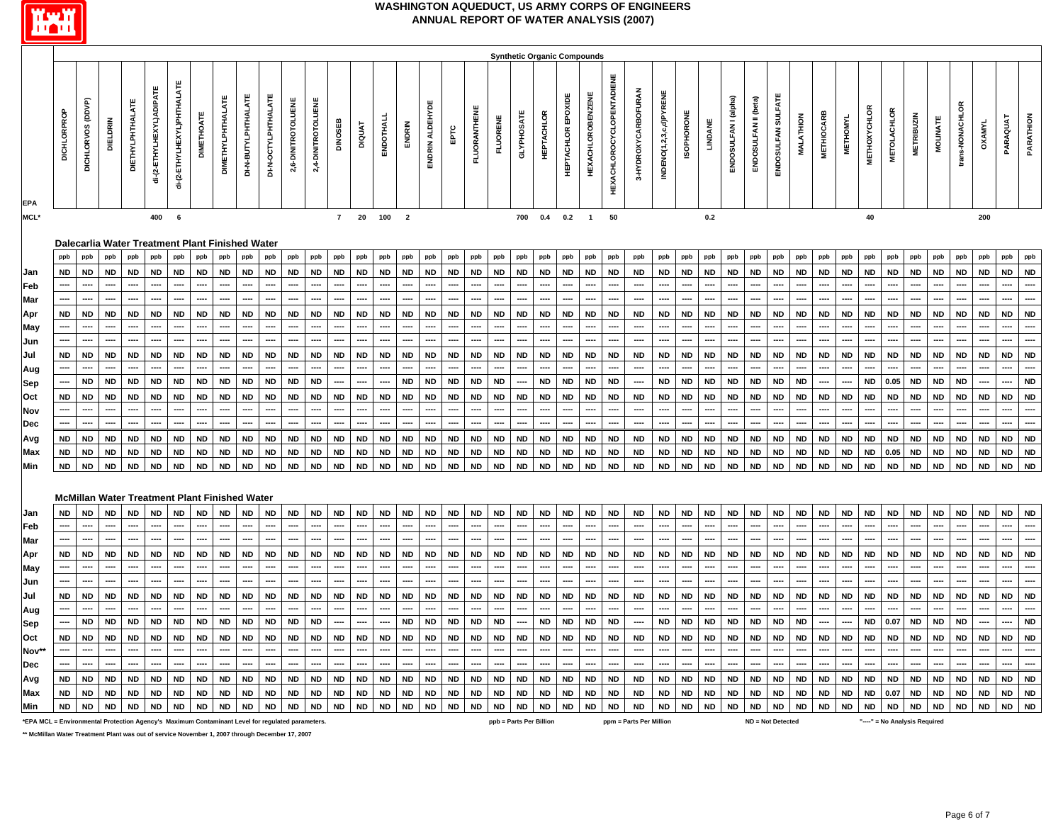# WASHINGTON AQUEDUCT, US ARMY CORPS OF ENGINEERS
## ANNUAL REPORT OF WATER ANALYSIS (2007)

### Synthetic Organic Compounds

#### Dalecarlia Water Treatment Plant Finished Water

| EPA | DICHLORPROP | DICHLORVOS (DDVP) | DIELDRIN | DIETHYLPHTHALATE | di-(2-ETHYLHEXYL)ADIPATE | di-(2-ETHYLHEXYL)PHTHALATE | DIMETHOATE | DIMETHYLPHTHALATE | DI-N-BUTYLPHTHALATE | DI-N-OCTYLPHTHALATE | 2,6-DINITROTOLUENE | 2,4-DINITROTOLUENE | DINOSEB | DIQUAT | ENDOTHALL | ENDRIN | ENDRIN ALDEHYDE | EPTC | FLUORANTHENE | FLUORENE | GLYPHOSATE | HEPTACHLOR | HEPTACHLOR EPOXIDE | HEXACHLOROBENZENE | HEXACHLOROCYCLOPENTADIENE | 3-HYDROXYCARBOFURAN | INDENO(1,2,3,c,d)PYRENE | ISOPHORONE | LINDANE | ENDOSULFAN I (alpha) | ENDOSULFAN II (beta) | ENDOSULFAN SULFATE | MALATHION | METHIOCARB | METHOMYL | METHOXYCHLOR | METOLACHLOR | METRIBUZIN | MOLINATE | trans-NONACHLOR | OXAMYL | PARAQUAT | PARATHION |
|---|---|---|---|---|---|---|---|---|---|---|---|---|---|---|---|---|---|---|---|---|---|---|---|---|---|---|---|---|---|---|---|---|---|---|---|---|---|---|---|---|---|---|---|
| MCL* | | | | | 400 | 6 | | | | | | | 7 | 20 | 100 | 2 | | | | | 700 | 0.4 | 0.2 | 1 | 50 | | | | 0.2 | | | | | | | 40 | | | | | 200 | | |
| | ppb | ppb | ppb | ppb | ppb | ppb | ppb | ppb | ppb | ppb | ppb | ppb | ppb | ppb | ppb | ppb | ppb | ppb | ppb | ppb | ppb | ppb | ppb | ppb | ppb | ppb | ppb | ppb | ppb | ppb | ppb | ppb | ppb | ppb | ppb | ppb | ppb | ppb | ppb | ppb | ppb | ppb | ppb |
| Jan | ND | ND | ND | ND | ND | ND | ND | ND | ND | ND | ND | ND | ND | ND | ND | ND | ND | ND | ND | ND | ND | ND | ND | ND | ND | ND | ND | ND | ND | ND | ND | ND | ND | ND | ND | ND | ND | ND | ND | ND | ND | ND | ND |
| Feb | ---- | ---- | ---- | ---- | ---- | ---- | ---- | ---- | ---- | ---- | ---- | ---- | ---- | ---- | ---- | ---- | ---- | ---- | ---- | ---- | ---- | ---- | ---- | ---- | ---- | ---- | ---- | ---- | ---- | ---- | ---- | ---- | ---- | ---- | ---- | ---- | ---- | ---- | ---- | ---- | ---- | ---- | ---- |
| Mar | ---- | ---- | ---- | ---- | ---- | ---- | ---- | ---- | ---- | ---- | ---- | ---- | ---- | ---- | ---- | ---- | ---- | ---- | ---- | ---- | ---- | ---- | ---- | ---- | ---- | ---- | ---- | ---- | ---- | ---- | ---- | ---- | ---- | ---- | ---- | ---- | ---- | ---- | ---- | ---- | ---- | ---- | ---- |
| Apr | ND | ND | ND | ND | ND | ND | ND | ND | ND | ND | ND | ND | ND | ND | ND | ND | ND | ND | ND | ND | ND | ND | ND | ND | ND | ND | ND | ND | ND | ND | ND | ND | ND | ND | ND | ND | ND | ND | ND | ND | ND | ND | ND |
| May | ---- | ---- | ---- | ---- | ---- | ---- | ---- | ---- | ---- | ---- | ---- | ---- | ---- | ---- | ---- | ---- | ---- | ---- | ---- | ---- | ---- | ---- | ---- | ---- | ---- | ---- | ---- | ---- | ---- | ---- | ---- | ---- | ---- | ---- | ---- | ---- | ---- | ---- | ---- | ---- | ---- | ---- | ---- |
| Jun | ---- | ---- | ---- | ---- | ---- | ---- | ---- | ---- | ---- | ---- | ---- | ---- | ---- | ---- | ---- | ---- | ---- | ---- | ---- | ---- | ---- | ---- | ---- | ---- | ---- | ---- | ---- | ---- | ---- | ---- | ---- | ---- | ---- | ---- | ---- | ---- | ---- | ---- | ---- | ---- | ---- | ---- | ---- |
| Jul | ND | ND | ND | ND | ND | ND | ND | ND | ND | ND | ND | ND | ND | ND | ND | ND | ND | ND | ND | ND | ND | ND | ND | ND | ND | ND | ND | ND | ND | ND | ND | ND | ND | ND | ND | ND | ND | ND | ND | ND | ND | ND | ND |
| Aug | ---- | ---- | ---- | ---- | ---- | ---- | ---- | ---- | ---- | ---- | ---- | ---- | ---- | ---- | ---- | ---- | ---- | ---- | ---- | ---- | ---- | ---- | ---- | ---- | ---- | ---- | ---- | ---- | ---- | ---- | ---- | ---- | ---- | ---- | ---- | ---- | ---- | ---- | ---- | ---- | ---- | ---- | ---- |
| Sep | ---- | ND | ND | ND | ND | ND | ND | ND | ND | ND | ND | ND | ---- | ---- | ---- | ND | ND | ND | ND | ND | ---- | ND | ND | ND | ND | ---- | ND | ND | ND | ND | ND | ND | ND | ---- | ---- | ND | 0.05 | ND | ND | ND | ---- | ---- | ND |
| Oct | ND | ND | ND | ND | ND | ND | ND | ND | ND | ND | ND | ND | ND | ND | ND | ND | ND | ND | ND | ND | ND | ND | ND | ND | ND | ND | ND | ND | ND | ND | ND | ND | ND | ND | ND | ND | ND | ND | ND | ND | ND | ND | ND |
| Nov | ---- | ---- | ---- | ---- | ---- | ---- | ---- | ---- | ---- | ---- | ---- | ---- | ---- | ---- | ---- | ---- | ---- | ---- | ---- | ---- | ---- | ---- | ---- | ---- | ---- | ---- | ---- | ---- | ---- | ---- | ---- | ---- | ---- | ---- | ---- | ---- | ---- | ---- | ---- | ---- | ---- | ---- | ---- |
| Dec | ---- | ---- | ---- | ---- | ---- | ---- | ---- | ---- | ---- | ---- | ---- | ---- | ---- | ---- | ---- | ---- | ---- | ---- | ---- | ---- | ---- | ---- | ---- | ---- | ---- | ---- | ---- | ---- | ---- | ---- | ---- | ---- | ---- | ---- | ---- | ---- | ---- | ---- | ---- | ---- | ---- | ---- | ---- |
| Avg | ND | ND | ND | ND | ND | ND | ND | ND | ND | ND | ND | ND | ND | ND | ND | ND | ND | ND | ND | ND | ND | ND | ND | ND | ND | ND | ND | ND | ND | ND | ND | ND | ND | ND | ND | ND | ND | ND | ND | ND | ND | ND | ND |
| Max | ND | ND | ND | ND | ND | ND | ND | ND | ND | ND | ND | ND | ND | ND | ND | ND | ND | ND | ND | ND | ND | ND | ND | ND | ND | ND | ND | ND | ND | ND | ND | ND | ND | ND | ND | ND | 0.05 | ND | ND | ND | ND | ND | ND |
| Min | ND | ND | ND | ND | ND | ND | ND | ND | ND | ND | ND | ND | ND | ND | ND | ND | ND | ND | ND | ND | ND | ND | ND | ND | ND | ND | ND | ND | ND | ND | ND | ND | ND | ND | ND | ND | ND | ND | ND | ND | ND | ND | ND |

#### McMillan Water Treatment Plant Finished Water

| EPA | DICHLORPROP | DICHLORVOS (DDVP) | DIELDRIN | DIETHYLPHTHALATE | di-(2-ETHYLHEXYL)ADIPATE | di-(2-ETHYLHEXYL)PHTHALATE | DIMETHOATE | DIMETHYLPHTHALATE | DI-N-BUTYLPHTHALATE | DI-N-OCTYLPHTHALATE | 2,6-DINITROTOLUENE | 2,4-DINITROTOLUENE | DINOSEB | DIQUAT | ENDOTHALL | ENDRIN | ENDRIN ALDEHYDE | EPTC | FLUORANTHENE | FLUORENE | GLYPHOSATE | HEPTACHLOR | HEPTACHLOR EPOXIDE | HEXACHLOROBENZENE | HEXACHLOROCYCLOPENTADIENE | 3-HYDROXYCARBOFURAN | INDENO(1,2,3,c,d)PYRENE | ISOPHORONE | LINDANE | ENDOSULFAN I (alpha) | ENDOSULFAN II (beta) | ENDOSULFAN SULFATE | MALATHION | METHIOCARB | METHOMYL | METHOXYCHLOR | METOLACHLOR | METRIBUZIN | MOLINATE | trans-NONACHLOR | OXAMYL | PARAQUAT | PARATHION |
|---|---|---|---|---|---|---|---|---|---|---|---|---|---|---|---|---|---|---|---|---|---|---|---|---|---|---|---|---|---|---|---|---|---|---|---|---|---|---|---|---|---|---|---|
| Jan | ND | ND | ND | ND | ND | ND | ND | ND | ND | ND | ND | ND | ND | ND | ND | ND | ND | ND | ND | ND | ND | ND | ND | ND | ND | ND | ND | ND | ND | ND | ND | ND | ND | ND | ND | ND | ND | ND | ND | ND | ND | ND | ND |
| Feb | ---- | ---- | ---- | ---- | ---- | ---- | ---- | ---- | ---- | ---- | ---- | ---- | ---- | ---- | ---- | ---- | ---- | ---- | ---- | ---- | ---- | ---- | ---- | ---- | ---- | ---- | ---- | ---- | ---- | ---- | ---- | ---- | ---- | ---- | ---- | ---- | ---- | ---- | ---- | ---- | ---- | ---- | ---- |
| Mar | ---- | ---- | ---- | ---- | ---- | ---- | ---- | ---- | ---- | ---- | ---- | ---- | ---- | ---- | ---- | ---- | ---- | ---- | ---- | ---- | ---- | ---- | ---- | ---- | ---- | ---- | ---- | ---- | ---- | ---- | ---- | ---- | ---- | ---- | ---- | ---- | ---- | ---- | ---- | ---- | ---- | ---- | ---- |
| Apr | ND | ND | ND | ND | ND | ND | ND | ND | ND | ND | ND | ND | ND | ND | ND | ND | ND | ND | ND | ND | ND | ND | ND | ND | ND | ND | ND | ND | ND | ND | ND | ND | ND | ND | ND | ND | ND | ND | ND | ND | ND | ND | ND |
| May | ---- | ---- | ---- | ---- | ---- | ---- | ---- | ---- | ---- | ---- | ---- | ---- | ---- | ---- | ---- | ---- | ---- | ---- | ---- | ---- | ---- | ---- | ---- | ---- | ---- | ---- | ---- | ---- | ---- | ---- | ---- | ---- | ---- | ---- | ---- | ---- | ---- | ---- | ---- | ---- | ---- | ---- | ---- |
| Jun | ---- | ---- | ---- | ---- | ---- | ---- | ---- | ---- | ---- | ---- | ---- | ---- | ---- | ---- | ---- | ---- | ---- | ---- | ---- | ---- | ---- | ---- | ---- | ---- | ---- | ---- | ---- | ---- | ---- | ---- | ---- | ---- | ---- | ---- | ---- | ---- | ---- | ---- | ---- | ---- | ---- | ---- | ---- |
| Jul | ND | ND | ND | ND | ND | ND | ND | ND | ND | ND | ND | ND | ND | ND | ND | ND | ND | ND | ND | ND | ND | ND | ND | ND | ND | ND | ND | ND | ND | ND | ND | ND | ND | ND | ND | ND | ND | ND | ND | ND | ND | ND | ND |
| Aug | ---- | ---- | ---- | ---- | ---- | ---- | ---- | ---- | ---- | ---- | ---- | ---- | ---- | ---- | ---- | ---- | ---- | ---- | ---- | ---- | ---- | ---- | ---- | ---- | ---- | ---- | ---- | ---- | ---- | ---- | ---- | ---- | ---- | ---- | ---- | ---- | ---- | ---- | ---- | ---- | ---- | ---- | ---- |
| Sep | ---- | ND | ND | ND | ND | ND | ND | ND | ND | ND | ND | ND | ---- | ---- | ---- | ND | ND | ND | ND | ND | ---- | ND | ND | ND | ND | ---- | ND | ND | ND | ND | ND | ND | ND | ---- | ---- | ND | 0.07 | ND | ND | ND | ---- | ---- | ND |
| Oct | ND | ND | ND | ND | ND | ND | ND | ND | ND | ND | ND | ND | ND | ND | ND | ND | ND | ND | ND | ND | ND | ND | ND | ND | ND | ND | ND | ND | ND | ND | ND | ND | ND | ND | ND | ND | ND | ND | ND | ND | ND | ND | ND |
| Nov** | ---- | ---- | ---- | ---- | ---- | ---- | ---- | ---- | ---- | ---- | ---- | ---- | ---- | ---- | ---- | ---- | ---- | ---- | ---- | ---- | ---- | ---- | ---- | ---- | ---- | ---- | ---- | ---- | ---- | ---- | ---- | ---- | ---- | ---- | ---- | ---- | ---- | ---- | ---- | ---- | ---- | ---- | ---- |
| Dec | ---- | ---- | ---- | ---- | ---- | ---- | ---- | ---- | ---- | ---- | ---- | ---- | ---- | ---- | ---- | ---- | ---- | ---- | ---- | ---- | ---- | ---- | ---- | ---- | ---- | ---- | ---- | ---- | ---- | ---- | ---- | ---- | ---- | ---- | ---- | ---- | ---- | ---- | ---- | ---- | ---- | ---- | ---- |
| Avg | ND | ND | ND | ND | ND | ND | ND | ND | ND | ND | ND | ND | ND | ND | ND | ND | ND | ND | ND | ND | ND | ND | ND | ND | ND | ND | ND | ND | ND | ND | ND | ND | ND | ND | ND | ND | ND | ND | ND | ND | ND | ND | ND |
| Max | ND | ND | ND | ND | ND | ND | ND | ND | ND | ND | ND | ND | ND | ND | ND | ND | ND | ND | ND | ND | ND | ND | ND | ND | ND | ND | ND | ND | ND | ND | ND | ND | ND | ND | ND | ND | 0.07 | ND | ND | ND | ND | ND | ND |
| Min | ND | ND | ND | ND | ND | ND | ND | ND | ND | ND | ND | ND | ND | ND | ND | ND | ND | ND | ND | ND | ND | ND | ND | ND | ND | ND | ND | ND | ND | ND | ND | ND | ND | ND | ND | ND | ND | ND | ND | ND | ND | ND | ND |

*EPA MCL = Environmental Protection Agency's Maximum Contaminant Level for regulated parameters. ppb = Parts Per Billion ppm = Parts Per Million ND = Not Detected "----" = No Analysis Required

** McMillan Water Treatment Plant was out of service November 1, 2007 through December 17, 2007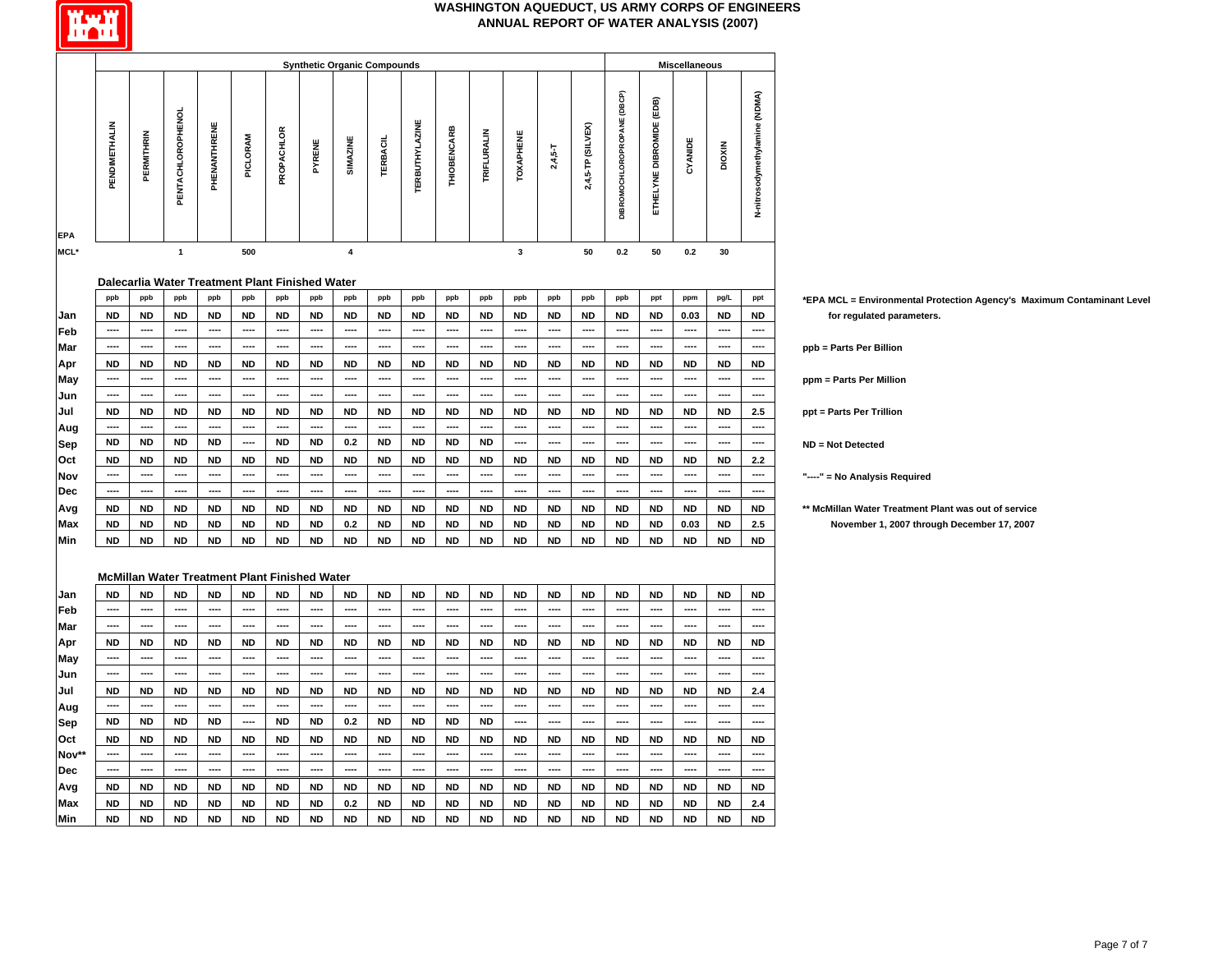# WASHINGTON AQUEDUCT, US ARMY CORPS OF ENGINEERS
## ANNUAL REPORT OF WATER ANALYSIS (2007)

| | Synthetic Organic Compounds | | | | | | | | | | | | | | | Miscellaneous | | | | |
|---|---|---|---|---|---|---|---|---|---|---|---|---|---|---|---|---|---|---|---|---|
| EPA | PENDIMETHALIN | PERMITHRIN | PENTACHLOROPHENOL | PHENANTHRENE | PICLORAM | PROPACHLOR | PYRENE | SIMAZINE | TERBACIL | TERBUTHYLAZINE | THIOBENCARB | TRIFLURALIN | TOXAPHENE | 2,4,5-T | 2,4,5-TP (SILVEX) | DIBROMOCHLOROPROPANE (DBCP) | ETHELYNE DIBROMIDE (EDB) | CYANIDE | DIOXIN | N-nitrosodymethylamine (NDMA) |
| MCL* | | | 1 | | 500 | | | 4 | | | | | 3 | | 50 | 0.2 | 50 | 0.2 | 30 | |
| **Dalecarlia Water Treatment Plant Finished Water** | | | | | | | | | | | | | | | | | | | | |
| | ppb | ppb | ppb | ppb | ppb | ppb | ppb | ppb | ppb | ppb | ppb | ppb | ppb | ppb | ppb | ppb | ppt | ppm | pg/L | ppt |
| Jan | ND | ND | ND | ND | ND | ND | ND | ND | ND | ND | ND | ND | ND | ND | ND | ND | ND | 0.03 | ND | ND |
| Feb | ---- | ---- | ---- | ---- | ---- | ---- | ---- | ---- | ---- | ---- | ---- | ---- | ---- | ---- | ---- | ---- | ---- | ---- | ---- | ---- |
| Mar | ---- | ---- | ---- | ---- | ---- | ---- | ---- | ---- | ---- | ---- | ---- | ---- | ---- | ---- | ---- | ---- | ---- | ---- | ---- | ---- |
| Apr | ND | ND | ND | ND | ND | ND | ND | ND | ND | ND | ND | ND | ND | ND | ND | ND | ND | ND | ND | ND |
| May | ---- | ---- | ---- | ---- | ---- | ---- | ---- | ---- | ---- | ---- | ---- | ---- | ---- | ---- | ---- | ---- | ---- | ---- | ---- | ---- |
| Jun | ---- | ---- | ---- | ---- | ---- | ---- | ---- | ---- | ---- | ---- | ---- | ---- | ---- | ---- | ---- | ---- | ---- | ---- | ---- | ---- |
| Jul | ND | ND | ND | ND | ND | ND | ND | ND | ND | ND | ND | ND | ND | ND | ND | ND | ND | ND | ND | 2.5 |
| Aug | ---- | ---- | ---- | ---- | ---- | ---- | ---- | ---- | ---- | ---- | ---- | ---- | ---- | ---- | ---- | ---- | ---- | ---- | ---- | ---- |
| Sep | ND | ND | ND | ND | ---- | ND | ND | 0.2 | ND | ND | ND | ND | ---- | ---- | ---- | ---- | ---- | ---- | ---- | ---- |
| Oct | ND | ND | ND | ND | ND | ND | ND | ND | ND | ND | ND | ND | ND | ND | ND | ND | ND | ND | ND | 2.2 |
| Nov | ---- | ---- | ---- | ---- | ---- | ---- | ---- | ---- | ---- | ---- | ---- | ---- | ---- | ---- | ---- | ---- | ---- | ---- | ---- | ---- |
| Dec | ---- | ---- | ---- | ---- | ---- | ---- | ---- | ---- | ---- | ---- | ---- | ---- | ---- | ---- | ---- | ---- | ---- | ---- | ---- | ---- |
| Avg | ND | ND | ND | ND | ND | ND | ND | ND | ND | ND | ND | ND | ND | ND | ND | ND | ND | ND | ND | ND |
| Max | ND | ND | ND | ND | ND | ND | ND | 0.2 | ND | ND | ND | ND | ND | ND | ND | ND | ND | 0.03 | ND | 2.5 |
| Min | ND | ND | ND | ND | ND | ND | ND | ND | ND | ND | ND | ND | ND | ND | ND | ND | ND | ND | ND | ND |
| **McMillan Water Treatment Plant Finished Water** | | | | | | | | | | | | | | | | | | | | |
| Jan | ND | ND | ND | ND | ND | ND | ND | ND | ND | ND | ND | ND | ND | ND | ND | ND | ND | ND | ND | ND |
| Feb | ---- | ---- | ---- | ---- | ---- | ---- | ---- | ---- | ---- | ---- | ---- | ---- | ---- | ---- | ---- | ---- | ---- | ---- | ---- | ---- |
| Mar | ---- | ---- | ---- | ---- | ---- | ---- | ---- | ---- | ---- | ---- | ---- | ---- | ---- | ---- | ---- | ---- | ---- | ---- | ---- | ---- |
| Apr | ND | ND | ND | ND | ND | ND | ND | ND | ND | ND | ND | ND | ND | ND | ND | ND | ND | ND | ND | ND |
| May | ---- | ---- | ---- | ---- | ---- | ---- | ---- | ---- | ---- | ---- | ---- | ---- | ---- | ---- | ---- | ---- | ---- | ---- | ---- | ---- |
| Jun | ---- | ---- | ---- | ---- | ---- | ---- | ---- | ---- | ---- | ---- | ---- | ---- | ---- | ---- | ---- | ---- | ---- | ---- | ---- | ---- |
| Jul | ND | ND | ND | ND | ND | ND | ND | ND | ND | ND | ND | ND | ND | ND | ND | ND | ND | ND | ND | 2.4 |
| Aug | ---- | ---- | ---- | ---- | ---- | ---- | ---- | ---- | ---- | ---- | ---- | ---- | ---- | ---- | ---- | ---- | ---- | ---- | ---- | ---- |
| Sep | ND | ND | ND | ND | ---- | ND | ND | 0.2 | ND | ND | ND | ND | ---- | ---- | ---- | ---- | ---- | ---- | ---- | ---- |
| Oct | ND | ND | ND | ND | ND | ND | ND | ND | ND | ND | ND | ND | ND | ND | ND | ND | ND | ND | ND | ND |
| Nov** | ---- | ---- | ---- | ---- | ---- | ---- | ---- | ---- | ---- | ---- | ---- | ---- | ---- | ---- | ---- | ---- | ---- | ---- | ---- | ---- |
| Dec | ---- | ---- | ---- | ---- | ---- | ---- | ---- | ---- | ---- | ---- | ---- | ---- | ---- | ---- | ---- | ---- | ---- | ---- | ---- | ---- |
| Avg | ND | ND | ND | ND | ND | ND | ND | ND | ND | ND | ND | ND | ND | ND | ND | ND | ND | ND | ND | ND |
| Max | ND | ND | ND | ND | ND | ND | ND | 0.2 | ND | ND | ND | ND | ND | ND | ND | ND | ND | ND | ND | 2.4 |
| Min | ND | ND | ND | ND | ND | ND | ND | ND | ND | ND | ND | ND | ND | ND | ND | ND | ND | ND | ND | ND |

*EPA MCL = Environmental Protection Agency's Maximum Contaminant Level for regulated parameters.

ppb = Parts Per Billion

ppm = Parts Per Million

ppt = Parts Per Trillion

ND = Not Detected

"----" = No Analysis Required

** McMillan Water Treatment Plant was out of service November 1, 2007 through December 17, 2007